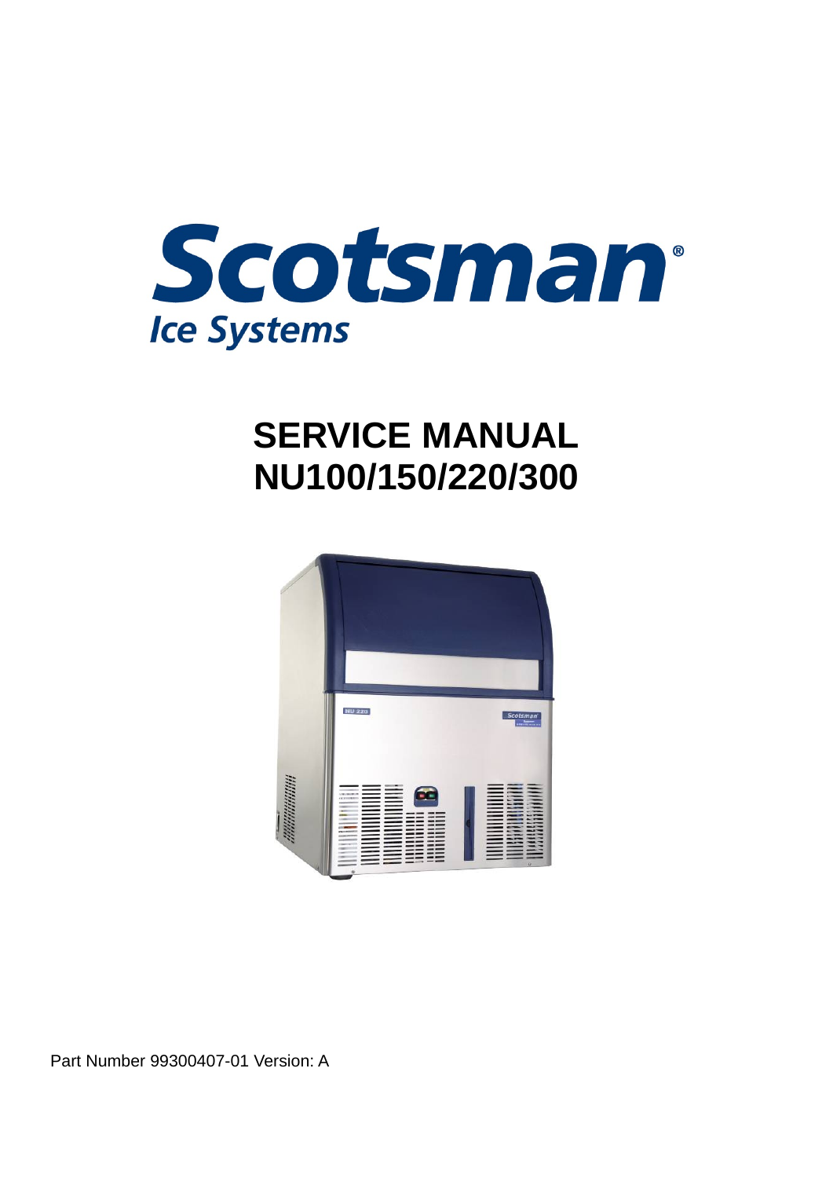Scotsman®

Ice Systems

# SERVICE MANUAL
# NU100/150/220/300

Part Number 99300407-01 Version: A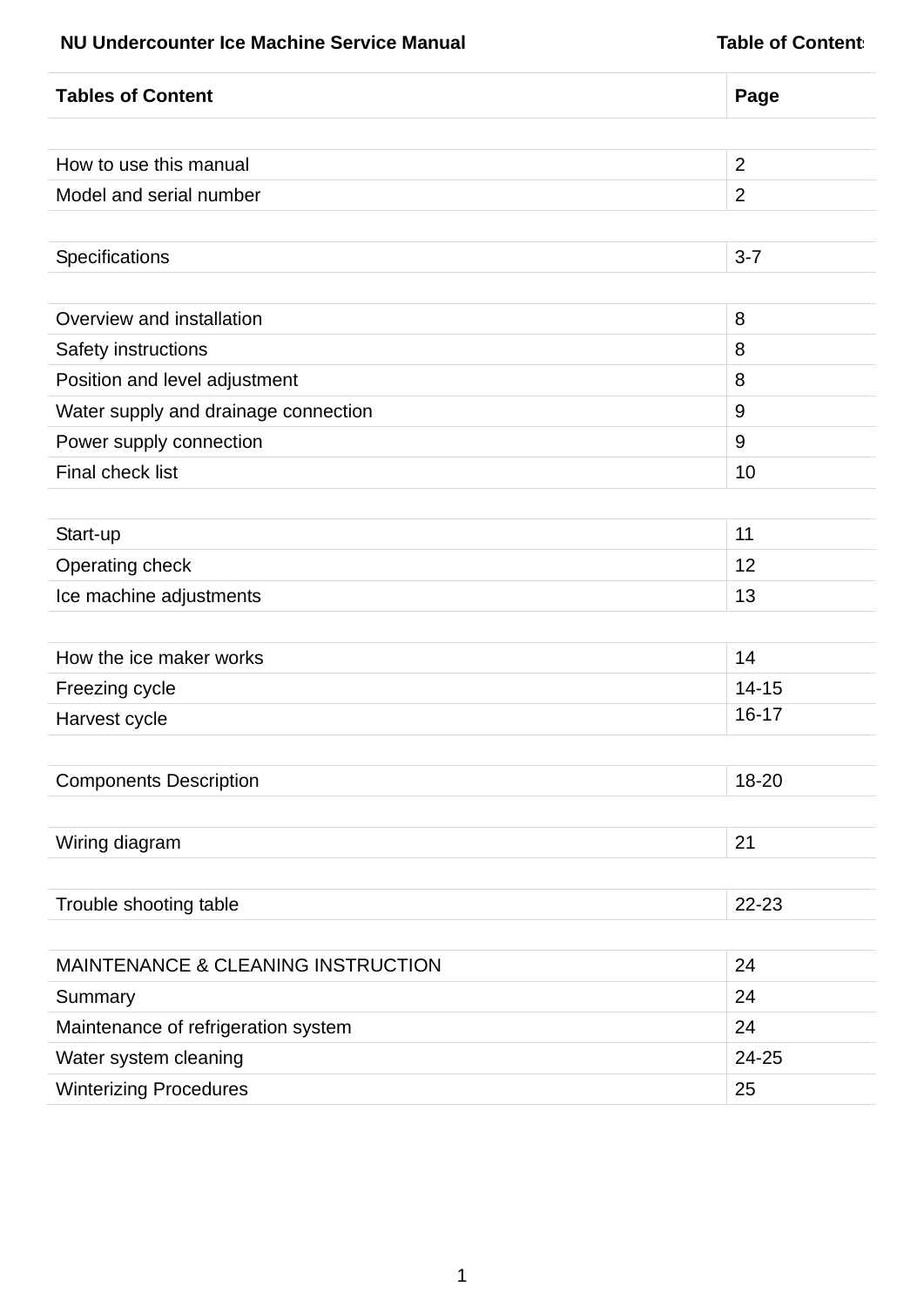| Tables of Content | Page |
| --- | --- |
| | |
| How to use this manual | 2 |
| Model and serial number | 2 |
| | |
| Specifications | 3-7 |
| | |
| Overview and installation | 8 |
| Safety instructions | 8 |
| Position and level adjustment | 8 |
| Water supply and drainage connection | 9 |
| Power supply connection | 9 |
| Final check list | 10 |
| | |
| Start-up | 11 |
| Operating check | 12 |
| Ice machine adjustments | 13 |
| | |
| How the ice maker works | 14 |
| Freezing cycle | 14-15 |
| Harvest cycle | 16-17 |
| | |
| Components Description | 18-20 |
| | |
| Wiring diagram | 21 |
| | |
| Trouble shooting table | 22-23 |
| | |
| MAINTENANCE & CLEANING INSTRUCTION | 24 |
| Summary | 24 |
| Maintenance of refrigeration system | 24 |
| Water system cleaning | 24-25 |
| Winterizing Procedures | 25 |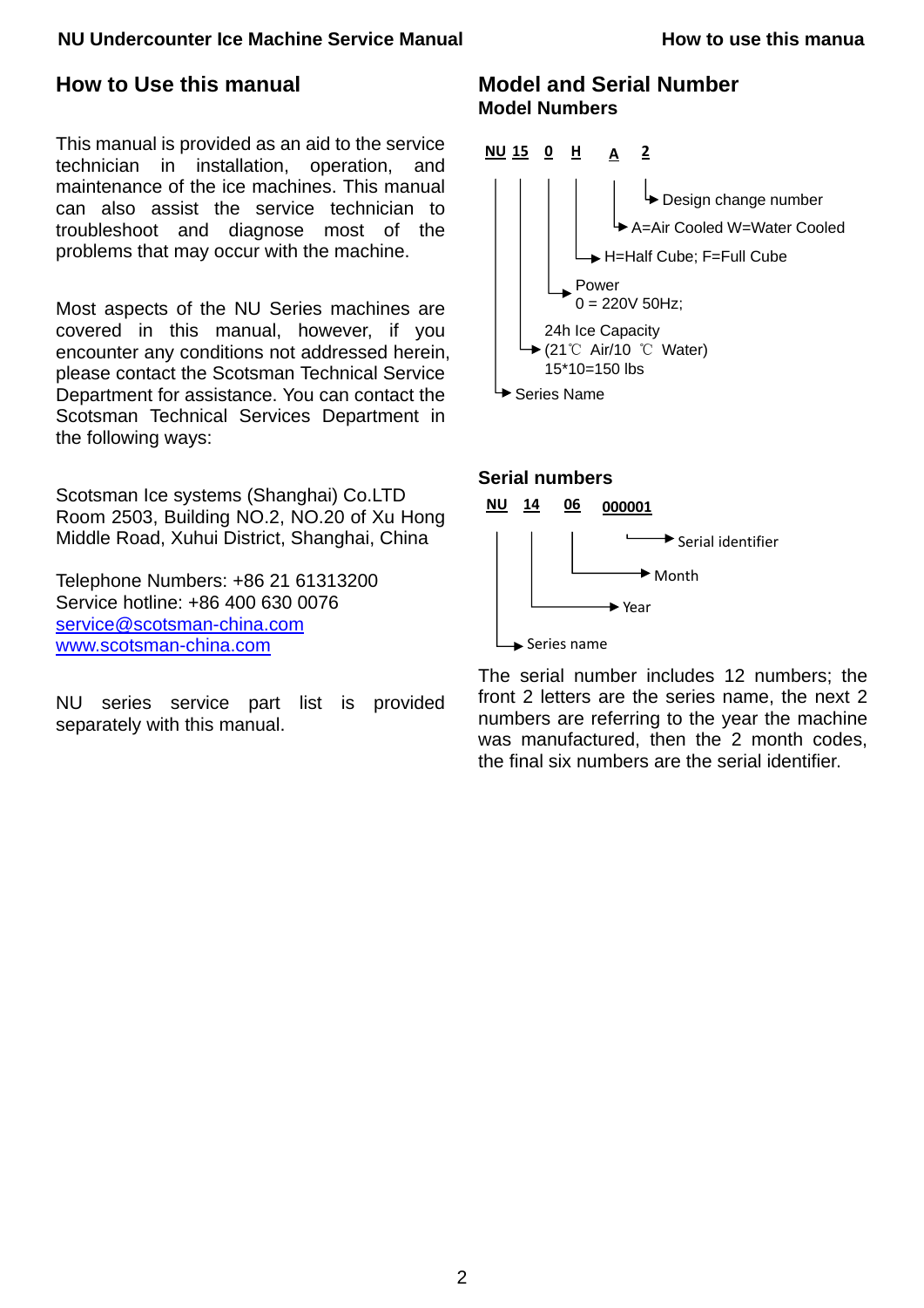# How to Use this manual

This manual is provided as an aid to the service technician in installation, operation, and maintenance of the ice machines. This manual can also assist the service technician to troubleshoot and diagnose most of the problems that may occur with the machine.

Most aspects of the NU Series machines are covered in this manual, however, if you encounter any conditions not addressed herein, please contact the Scotsman Technical Service Department for assistance. You can contact the Scotsman Technical Services Department in the following ways:

Scotsman Ice systems (Shanghai) Co.LTD
Room 2503, Building NO.2, NO.20 of Xu Hong Middle Road, Xuhui District, Shanghai, China

Telephone Numbers: +86 21 61313200
Service hotline: +86 400 630 0076
service@scotsman-china.com
www.scotsman-china.com

NU series service part list is provided separately with this manual.

# Model and Serial Number

## Model Numbers

**NU 15 0 H A 2**

- NU → Series Name
- 15 → 24h Ice Capacity (21℃ Air/10 ℃ Water) 15*10=150 lbs
- 0 → Power 0 = 220V 50Hz;
- H → H=Half Cube; F=Full Cube
- A → A=Air Cooled W=Water Cooled
- 2 → Design change number

## Serial numbers

**NU 14 06 000001**

- NU → Series name
- 14 → Year
- 06 → Month
- 000001 → Serial identifier

The serial number includes 12 numbers; the front 2 letters are the series name, the next 2 numbers are referring to the year the machine was manufactured, then the 2 month codes, the final six numbers are the serial identifier.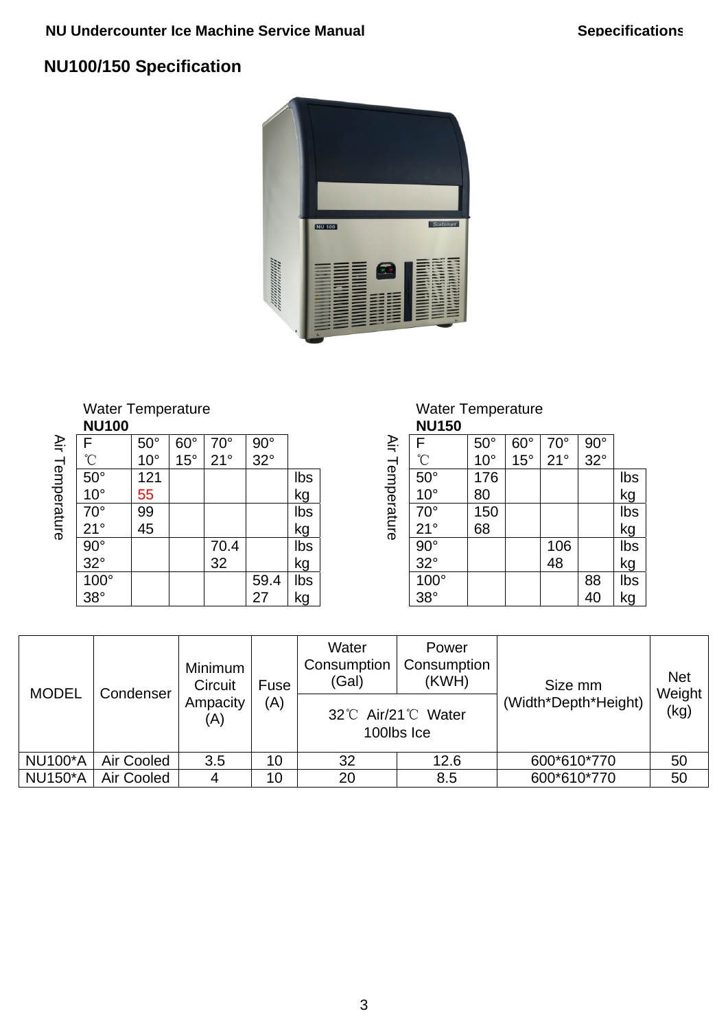## NU100/150 Specification

Water Temperature

**NU100** (Air Temperature)

| F<br>℃ | 50°<br>10° | 60°<br>15° | 70°<br>21° | 90°<br>32° | |
|---|---|---|---|---|---|
| 50°<br>10° | 121<br>55 | | | | lbs<br>kg |
| 70°<br>21° | 99<br>45 | | | | lbs<br>kg |
| 90°<br>32° | | | 70.4<br>32 | | lbs<br>kg |
| 100°<br>38° | | | | 59.4<br>27 | lbs<br>kg |

Water Temperature

**NU150** (Air Temperature)

| F<br>℃ | 50°<br>10° | 60°<br>15° | 70°<br>21° | 90°<br>32° | |
|---|---|---|---|---|---|
| 50°<br>10° | 176<br>80 | | | | lbs<br>kg |
| 70°<br>21° | 150<br>68 | | | | lbs<br>kg |
| 90°<br>32° | | | 106<br>48 | | lbs<br>kg |
| 100°<br>38° | | | | 88<br>40 | lbs<br>kg |

| MODEL | Condenser | Minimum Circuit Ampacity (A) | Fuse (A) | Water Consumption (Gal) | Power Consumption (KWH) | Size mm (Width*Depth*Height) | Net Weight (kg) |
|---|---|---|---|---|---|---|---|
| | | | | 32℃ Air/21℃ Water 100lbs Ice | | | |
| NU100*A | Air Cooled | 3.5 | 10 | 32 | 12.6 | 600*610*770 | 50 |
| NU150*A | Air Cooled | 4 | 10 | 20 | 8.5 | 600*610*770 | 50 |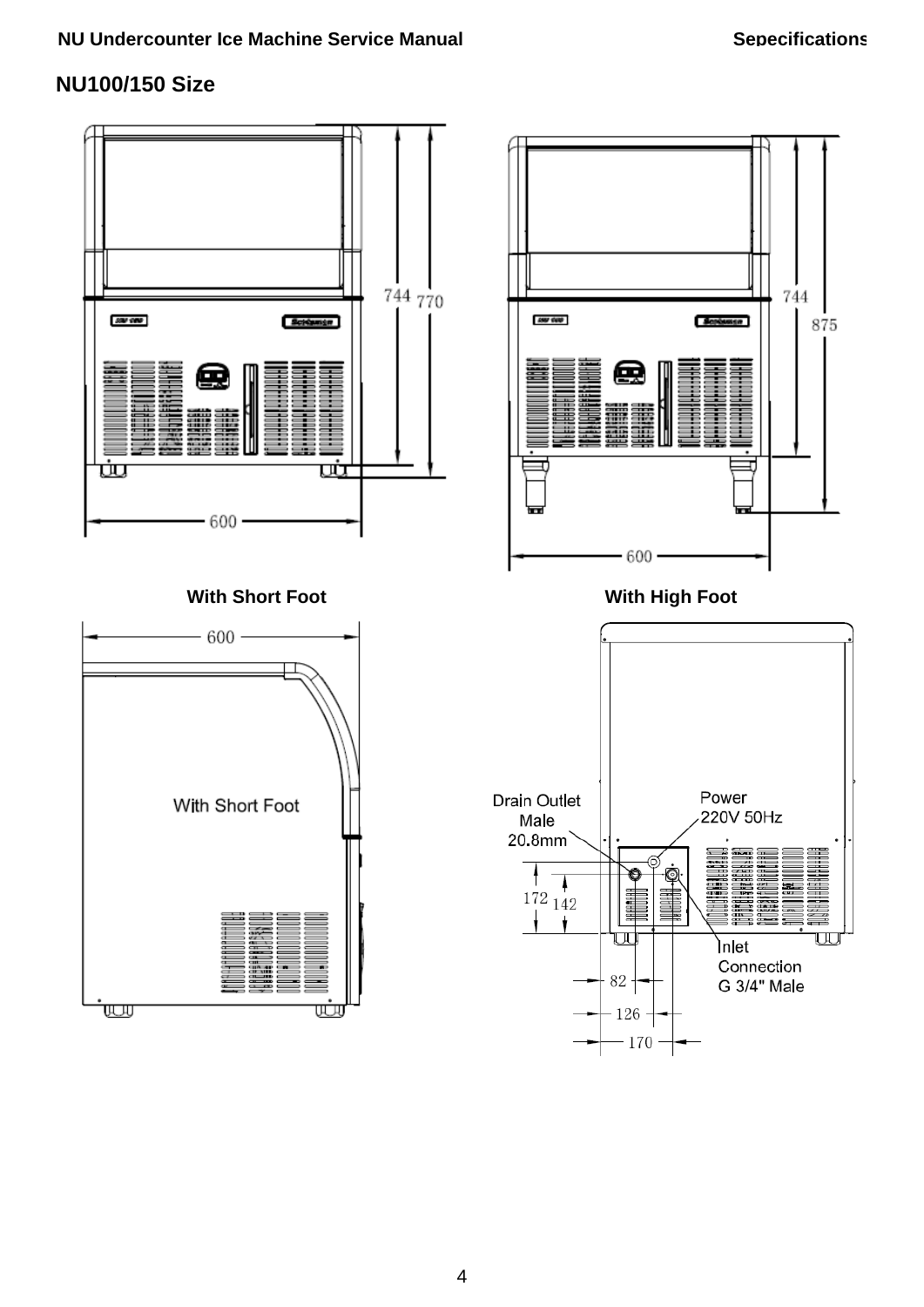## NU100/150 Size

744 770

600

744 875

600

With Short Foot

With High Foot

600

With Short Foot

Drain Outlet Male 20.8mm

Power 220V 50Hz

172 142

Inlet Connection G 3/4" Male

82

126

170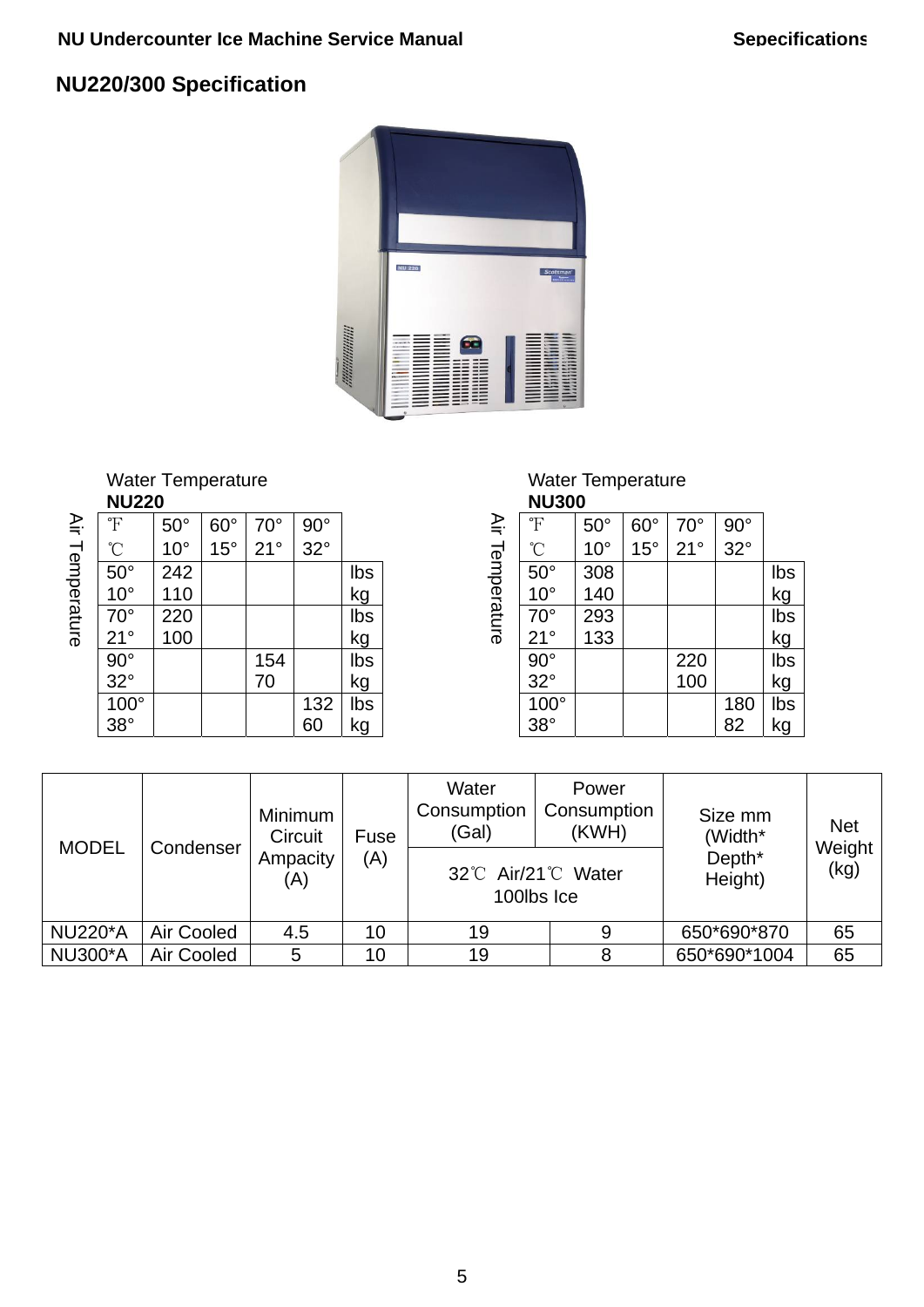## NU220/300 Specification

Water Temperature

**NU220**

| Air Temperature ℉ / ℃ | 50° / 10° | 60° / 15° | 70° / 21° | 90° / 32° | |
|---|---|---|---|---|---|
| 50° / 10° | 242 / 110 | | | | lbs / kg |
| 70° / 21° | 220 / 100 | | | | lbs / kg |
| 90° / 32° | | | 154 / 70 | | lbs / kg |
| 100° / 38° | | | | 132 / 60 | lbs / kg |

Water Temperature

**NU300**

| Air Temperature ℉ / ℃ | 50° / 10° | 60° / 15° | 70° / 21° | 90° / 32° | |
|---|---|---|---|---|---|
| 50° / 10° | 308 / 140 | | | | lbs / kg |
| 70° / 21° | 293 / 133 | | | | lbs / kg |
| 90° / 32° | | | 220 / 100 | | lbs / kg |
| 100° / 38° | | | | 180 / 82 | lbs / kg |

| MODEL | Condenser | Minimum Circuit Ampacity (A) | Fuse (A) | Water Consumption (Gal) | Power Consumption (KWH) | Size mm (Width* Depth* Height) | Net Weight (kg) |
|---|---|---|---|---|---|---|---|
| | | | | 32℃ Air/21℃ Water 100lbs Ice | | | |
| NU220*A | Air Cooled | 4.5 | 10 | 19 | 9 | 650*690*870 | 65 |
| NU300*A | Air Cooled | 5 | 10 | 19 | 8 | 650*690*1004 | 65 |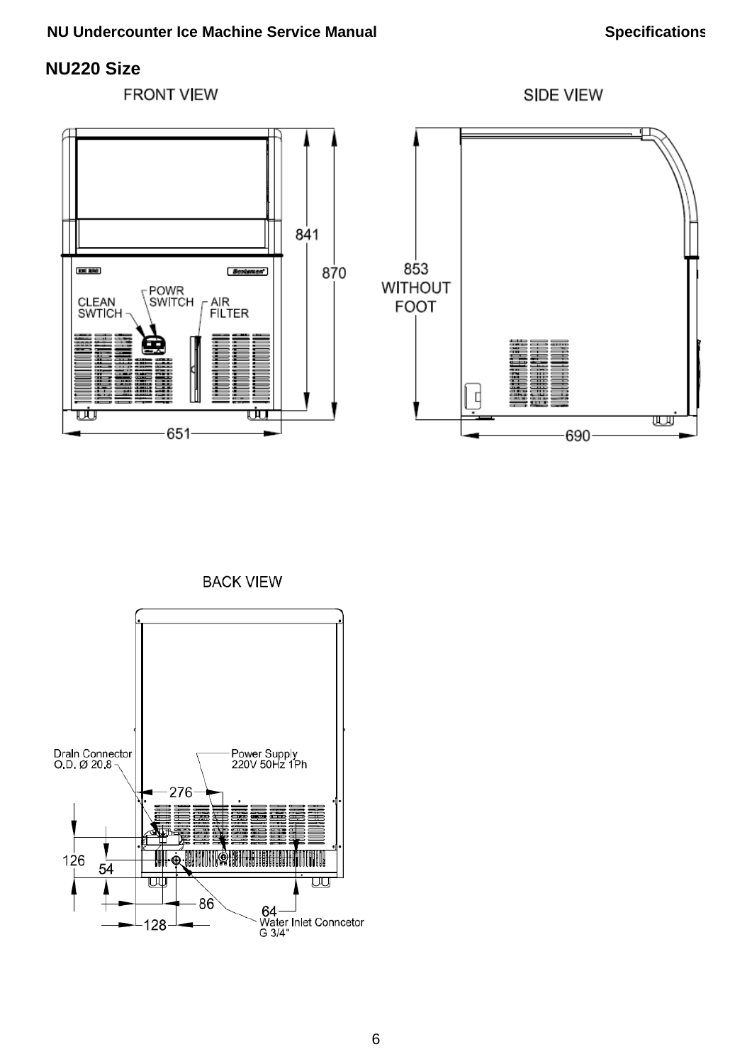## NU220 Size

FRONT VIEW

SIDE VIEW

CLEAN SWTICH

POWR SWITCH

AIR FILTER

841

870

853 WITHOUT FOOT

651

690

BACK VIEW

Draln Connector O.D. Ø 20.8

Power Supply 220V 50Hz 1Ph

276

126

54

86

64

128

Water Inlet Conncetor G 3/4"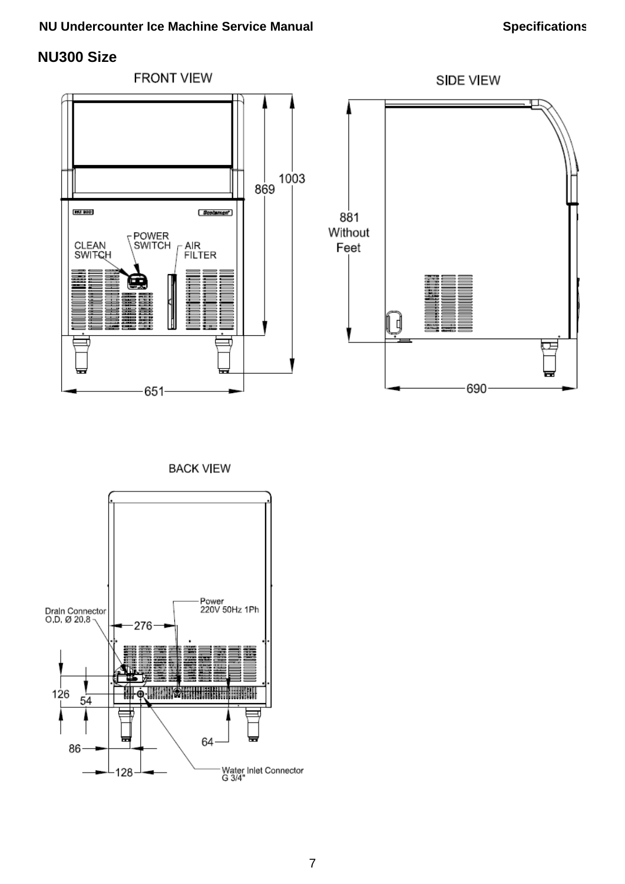## NU300 Size

FRONT VIEW

SIDE VIEW

CLEAN SWITCH

POWER SWITCH

AIR FILTER

869

1003

881 Without Feet

651

690

BACK VIEW

Drain Connector O.D. Ø 20,8

276

Power 220V 50Hz 1Ph

126

54

86

128

64

Water Inlet Connector G 3/4"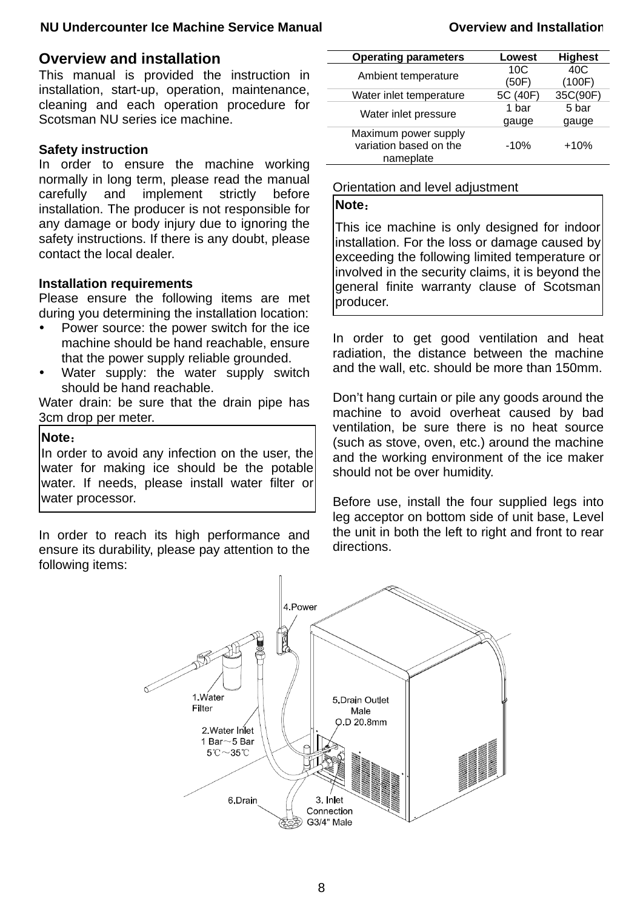## Overview and installation

This manual is provided the instruction in installation, start-up, operation, maintenance, cleaning and each operation procedure for Scotsman NU series ice machine.

**Safety instruction**

In order to ensure the machine working normally in long term, please read the manual carefully and implement strictly before installation. The producer is not responsible for any damage or body injury due to ignoring the safety instructions. If there is any doubt, please contact the local dealer.

**Installation requirements**

Please ensure the following items are met during you determining the installation location:

- Power source: the power switch for the ice machine should be hand reachable, ensure that the power supply reliable grounded.
- Water supply: the water supply switch should be hand reachable.

Water drain: be sure that the drain pipe has 3cm drop per meter.

> **Note：**
> In order to avoid any infection on the user, the water for making ice should be the potable water. If needs, please install water filter or water processor.

In order to reach its high performance and ensure its durability, please pay attention to the following items:

| Operating parameters | Lowest | Highest |
|---|---|---|
| Ambient temperature | 10C (50F) | 40C (100F) |
| Water inlet temperature | 5C (40F) | 35C(90F) |
| Water inlet pressure | 1 bar gauge | 5 bar gauge |
| Maximum power supply variation based on the nameplate | -10% | +10% |

Orientation and level adjustment

> **Note：**
> This ice machine is only designed for indoor installation. For the loss or damage caused by exceeding the following limited temperature or involved in the security claims, it is beyond the general finite warranty clause of Scotsman producer.

In order to get good ventilation and heat radiation, the distance between the machine and the wall, etc. should be more than 150mm.

Don't hang curtain or pile any goods around the machine to avoid overheat caused by bad ventilation, be sure there is no heat source (such as stove, oven, etc.) around the machine and the working environment of the ice maker should not be over humidity.

Before use, install the four supplied legs into leg acceptor on bottom side of unit base, Level the unit in both the left to right and front to rear directions.

1.Water Filter
2.Water Inlet 1 Bar～5 Bar 5℃～35℃
3. Inlet Connection G3/4" Male
4.Power
5.Drain Outlet Male O.D 20.8mm
6.Drain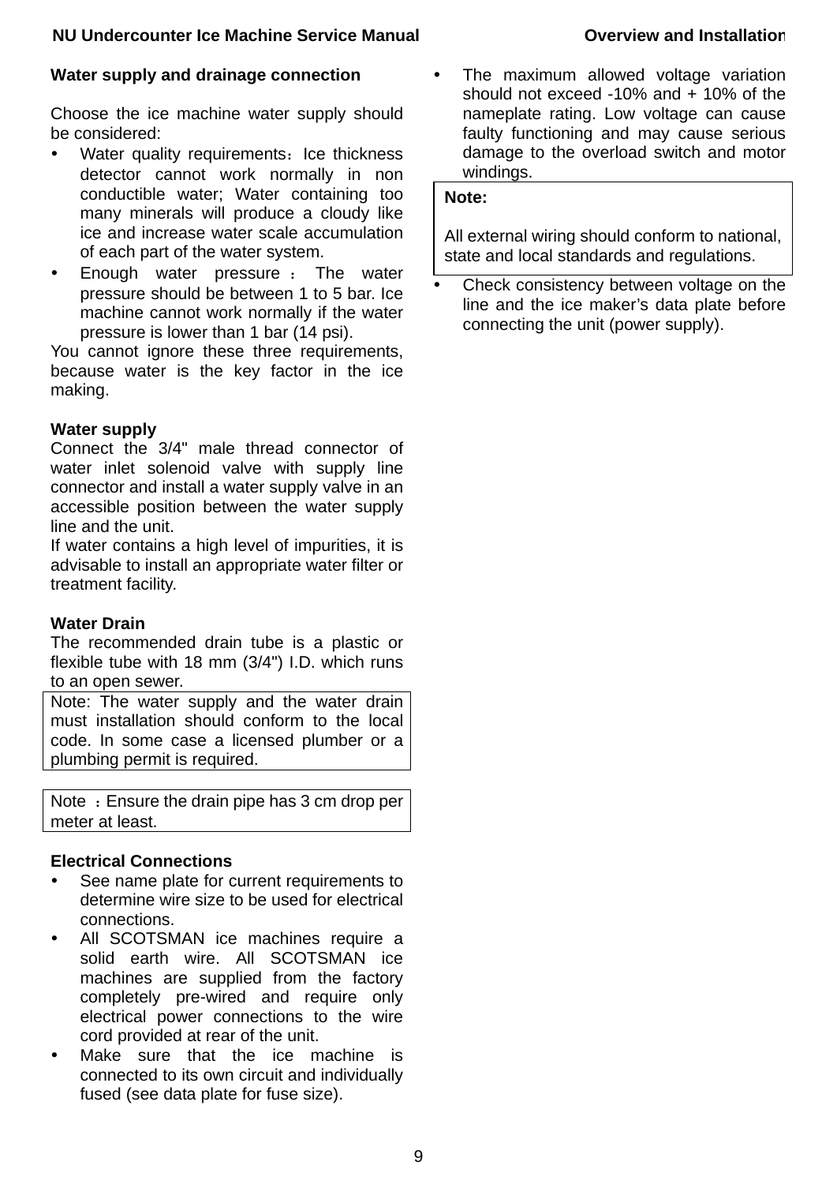**Water supply and drainage connection**

Choose the ice machine water supply should be considered:

- Water quality requirements：Ice thickness detector cannot work normally in non conductible water; Water containing too many minerals will produce a cloudy like ice and increase water scale accumulation of each part of the water system.
- Enough water pressure ： The water pressure should be between 1 to 5 bar. Ice machine cannot work normally if the water pressure is lower than 1 bar (14 psi).

You cannot ignore these three requirements, because water is the key factor in the ice making.

**Water supply**

Connect the 3/4" male thread connector of water inlet solenoid valve with supply line connector and install a water supply valve in an accessible position between the water supply line and the unit.

If water contains a high level of impurities, it is advisable to install an appropriate water filter or treatment facility.

**Water Drain**

The recommended drain tube is a plastic or flexible tube with 18 mm (3/4") I.D. which runs to an open sewer.

> Note: The water supply and the water drain must installation should conform to the local code. In some case a licensed plumber or a plumbing permit is required.

> Note ：Ensure the drain pipe has 3 cm drop per meter at least.

**Electrical Connections**

- See name plate for current requirements to determine wire size to be used for electrical connections.
- All SCOTSMAN ice machines require a solid earth wire. All SCOTSMAN ice machines are supplied from the factory completely pre-wired and require only electrical power connections to the wire cord provided at rear of the unit.
- Make sure that the ice machine is connected to its own circuit and individually fused (see data plate for fuse size).
- The maximum allowed voltage variation should not exceed -10% and + 10% of the nameplate rating. Low voltage can cause faulty functioning and may cause serious damage to the overload switch and motor windings.

> **Note:**
>
> All external wiring should conform to national, state and local standards and regulations.

- Check consistency between voltage on the line and the ice maker's data plate before connecting the unit (power supply).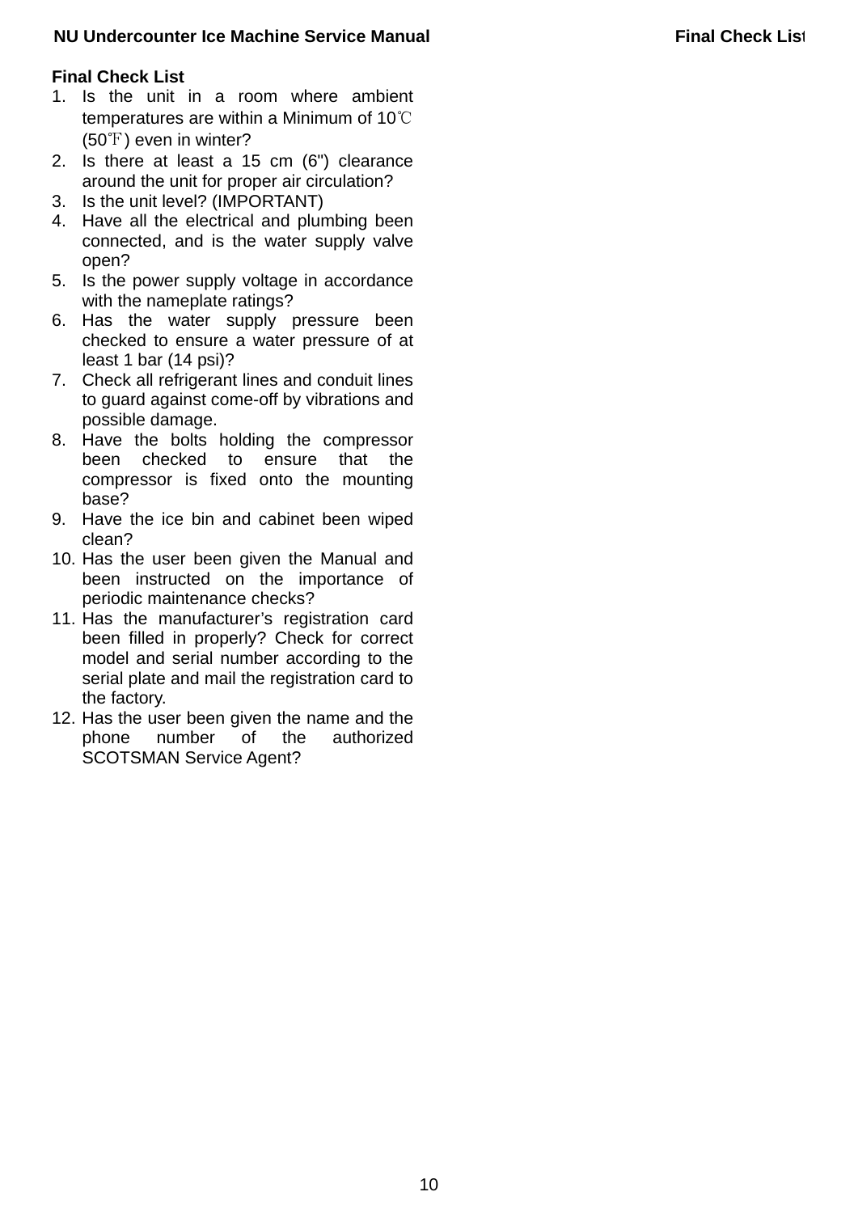## Final Check List

1. Is the unit in a room where ambient temperatures are within a Minimum of 10℃ (50℉) even in winter?
2. Is there at least a 15 cm (6") clearance around the unit for proper air circulation?
3. Is the unit level? (IMPORTANT)
4. Have all the electrical and plumbing been connected, and is the water supply valve open?
5. Is the power supply voltage in accordance with the nameplate ratings?
6. Has the water supply pressure been checked to ensure a water pressure of at least 1 bar (14 psi)?
7. Check all refrigerant lines and conduit lines to guard against come-off by vibrations and possible damage.
8. Have the bolts holding the compressor been checked to ensure that the compressor is fixed onto the mounting base?
9. Have the ice bin and cabinet been wiped clean?
10. Has the user been given the Manual and been instructed on the importance of periodic maintenance checks?
11. Has the manufacturer's registration card been filled in properly? Check for correct model and serial number according to the serial plate and mail the registration card to the factory.
12. Has the user been given the name and the phone number of the authorized SCOTSMAN Service Agent?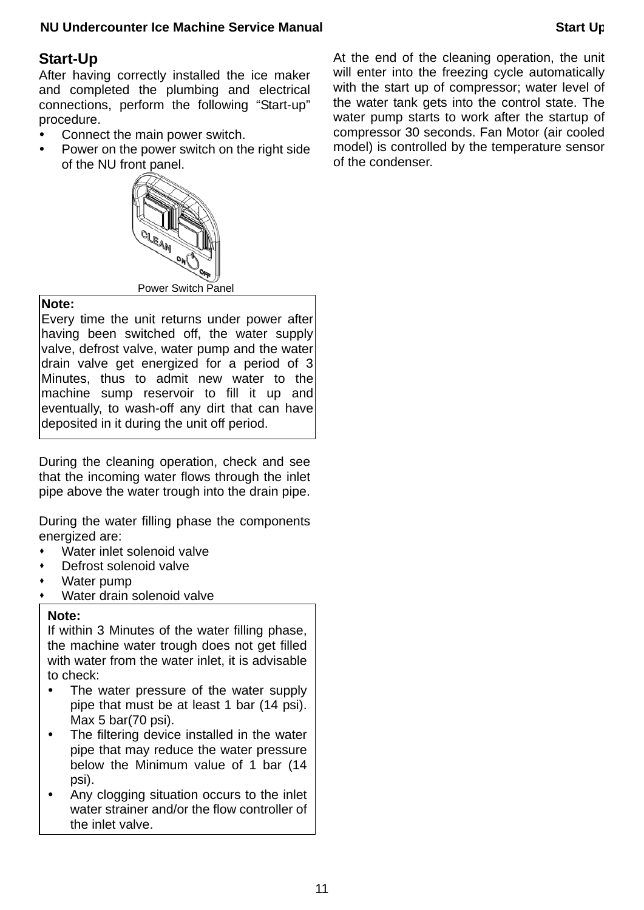## Start-Up

After having correctly installed the ice maker and completed the plumbing and electrical connections, perform the following "Start-up" procedure.

- Connect the main power switch.
- Power on the power switch on the right side of the NU front panel.

Power Switch Panel

> **Note:**
> Every time the unit returns under power after having been switched off, the water supply valve, defrost valve, water pump and the water drain valve get energized for a period of 3 Minutes, thus to admit new water to the machine sump reservoir to fill it up and eventually, to wash-off any dirt that can have deposited in it during the unit off period.

During the cleaning operation, check and see that the incoming water flows through the inlet pipe above the water trough into the drain pipe.

During the water filling phase the components energized are:

- Water inlet solenoid valve
- Defrost solenoid valve
- Water pump
- Water drain solenoid valve

> **Note:**
> If within 3 Minutes of the water filling phase, the machine water trough does not get filled with water from the water inlet, it is advisable to check:
>
> - The water pressure of the water supply pipe that must be at least 1 bar (14 psi). Max 5 bar(70 psi).
> - The filtering device installed in the water pipe that may reduce the water pressure below the Minimum value of 1 bar (14 psi).
> - Any clogging situation occurs to the inlet water strainer and/or the flow controller of the inlet valve.

At the end of the cleaning operation, the unit will enter into the freezing cycle automatically with the start up of compressor; water level of the water tank gets into the control state. The water pump starts to work after the startup of compressor 30 seconds. Fan Motor (air cooled model) is controlled by the temperature sensor of the condenser.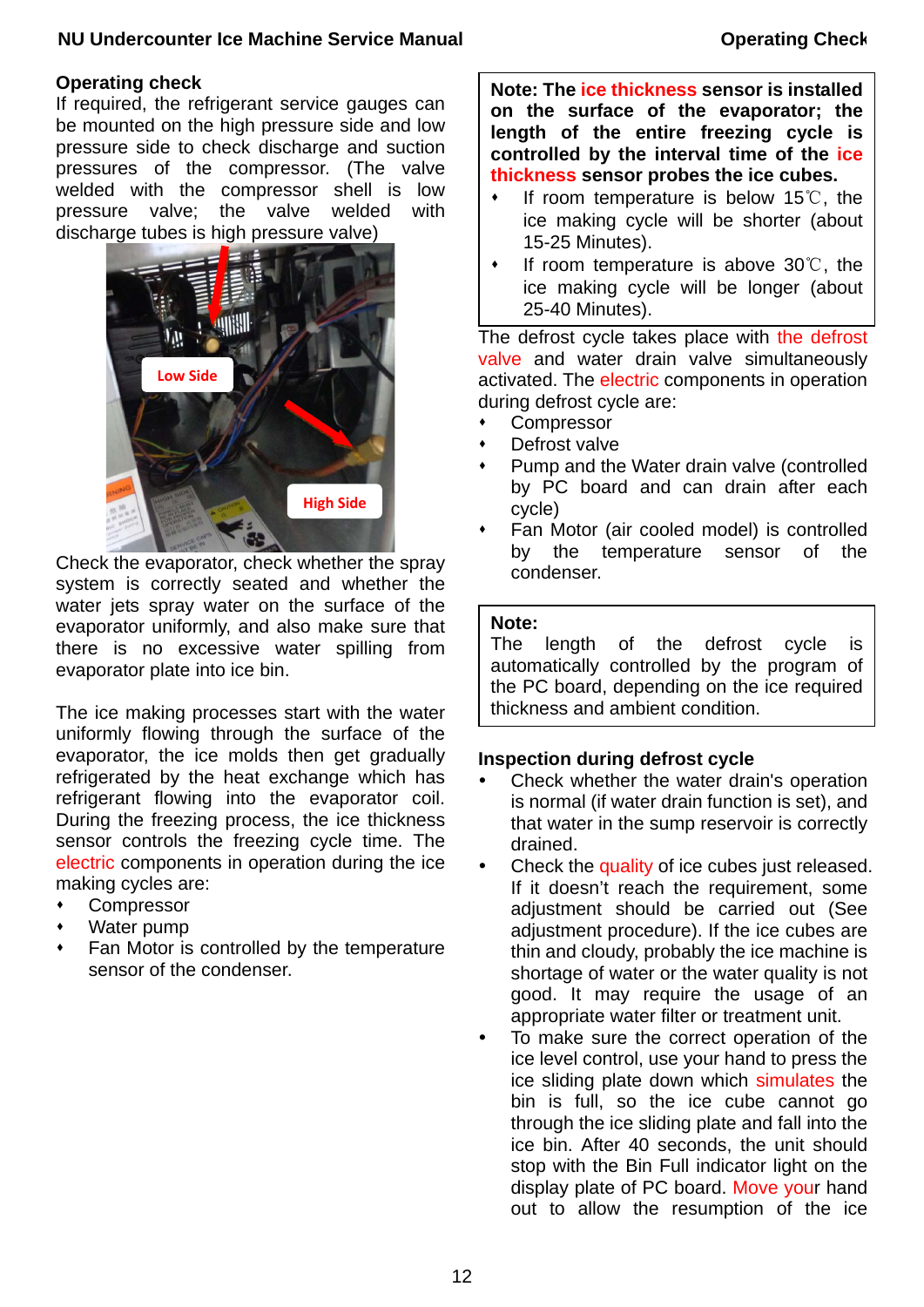## Operating check

If required, the refrigerant service gauges can be mounted on the high pressure side and low pressure side to check discharge and suction pressures of the compressor. (The valve welded with the compressor shell is low pressure valve; the valve welded with discharge tubes is high pressure valve)

Check the evaporator, check whether the spray system is correctly seated and whether the water jets spray water on the surface of the evaporator uniformly, and also make sure that there is no excessive water spilling from evaporator plate into ice bin.

The ice making processes start with the water uniformly flowing through the surface of the evaporator, the ice molds then get gradually refrigerated by the heat exchange which has refrigerant flowing into the evaporator coil. During the freezing process, the ice thickness sensor controls the freezing cycle time. The electric components in operation during the ice making cycles are:

- Compressor
- Water pump
- Fan Motor is controlled by the temperature sensor of the condenser.

**Note: The ice thickness sensor is installed on the surface of the evaporator; the length of the entire freezing cycle is controlled by the interval time of the ice thickness sensor probes the ice cubes.**

- If room temperature is below 15℃, the ice making cycle will be shorter (about 15-25 Minutes).
- If room temperature is above 30℃, the ice making cycle will be longer (about 25-40 Minutes).

The defrost cycle takes place with the defrost valve and water drain valve simultaneously activated. The electric components in operation during defrost cycle are:

- Compressor
- Defrost valve
- Pump and the Water drain valve (controlled by PC board and can drain after each cycle)
- Fan Motor (air cooled model) is controlled by the temperature sensor of the condenser.

**Note:**
The length of the defrost cycle is automatically controlled by the program of the PC board, depending on the ice required thickness and ambient condition.

### Inspection during defrost cycle

- Check whether the water drain's operation is normal (if water drain function is set), and that water in the sump reservoir is correctly drained.
- Check the quality of ice cubes just released. If it doesn't reach the requirement, some adjustment should be carried out (See adjustment procedure). If the ice cubes are thin and cloudy, probably the ice machine is shortage of water or the water quality is not good. It may require the usage of an appropriate water filter or treatment unit.
- To make sure the correct operation of the ice level control, use your hand to press the ice sliding plate down which simulates the bin is full, so the ice cube cannot go through the ice sliding plate and fall into the ice bin. After 40 seconds, the unit should stop with the Bin Full indicator light on the display plate of PC board. Move your hand out to allow the resumption of the ice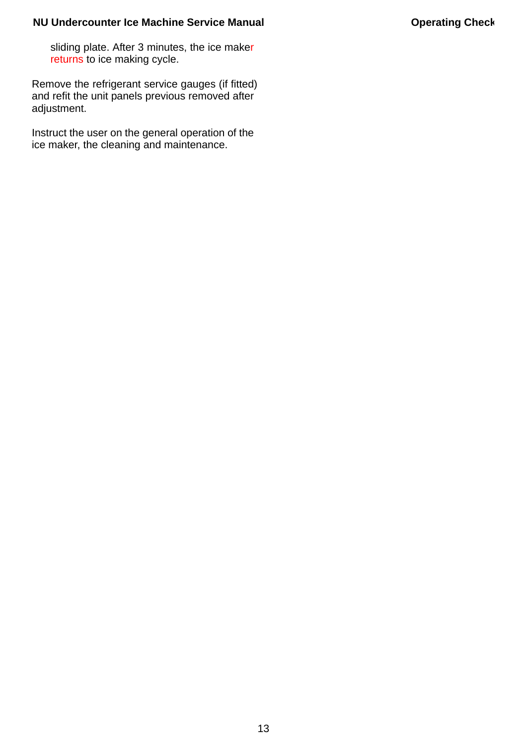sliding plate. After 3 minutes, the ice maker returns to ice making cycle.

Remove the refrigerant service gauges (if fitted) and refit the unit panels previous removed after adjustment.

Instruct the user on the general operation of the ice maker, the cleaning and maintenance.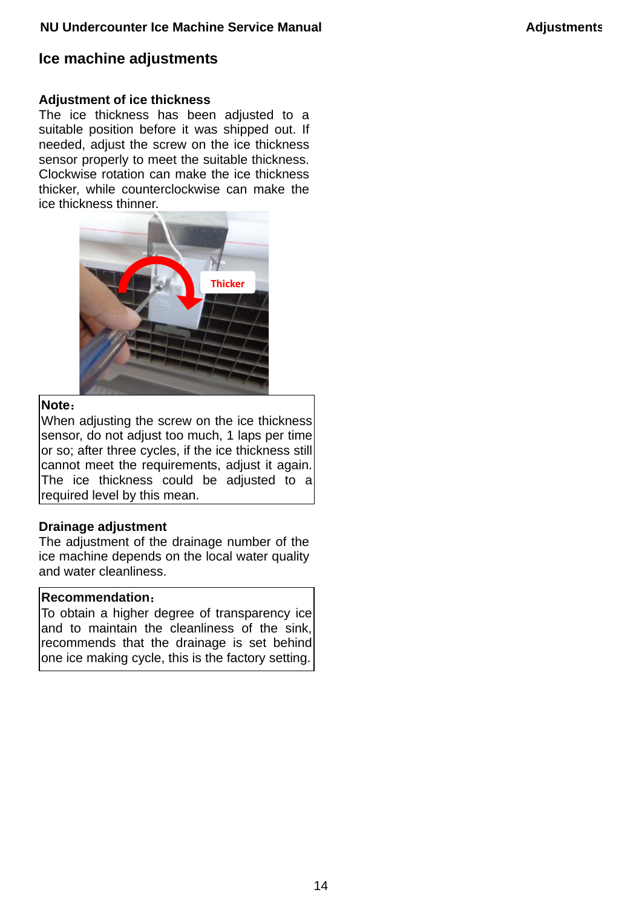# Ice machine adjustments

### Adjustment of ice thickness

The ice thickness has been adjusted to a suitable position before it was shipped out. If needed, adjust the screw on the ice thickness sensor properly to meet the suitable thickness. Clockwise rotation can make the ice thickness thicker, while counterclockwise can make the ice thickness thinner.

**Note：**
When adjusting the screw on the ice thickness sensor, do not adjust too much, 1 laps per time or so; after three cycles, if the ice thickness still cannot meet the requirements, adjust it again. The ice thickness could be adjusted to a required level by this mean.

### Drainage adjustment

The adjustment of the drainage number of the ice machine depends on the local water quality and water cleanliness.

**Recommendation：**
To obtain a higher degree of transparency ice and to maintain the cleanliness of the sink, recommends that the drainage is set behind one ice making cycle, this is the factory setting.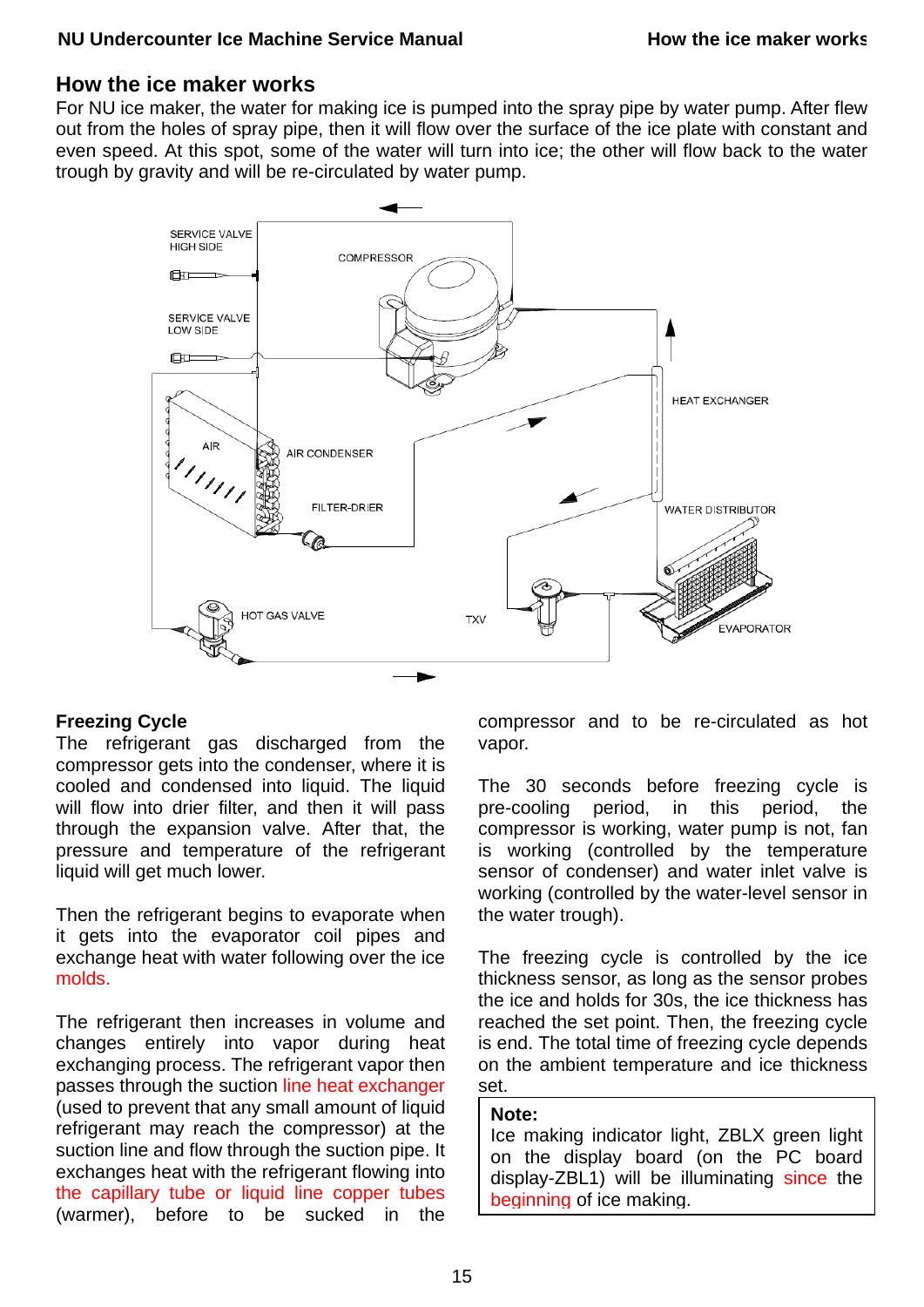# How the ice maker works

For NU ice maker, the water for making ice is pumped into the spray pipe by water pump. After flew out from the holes of spray pipe, then it will flow over the surface of the ice plate with constant and even speed. At this spot, some of the water will turn into ice; the other will flow back to the water trough by gravity and will be re-circulated by water pump.

SERVICE VALVE HIGH SIDE

COMPRESSOR

SERVICE VALVE LOW SIDE

HEAT EXCHANGER

AIR

AIR CONDENSER

FILTER-DRIER

WATER DISTRIBUTOR

HOT GAS VALVE

TXV

EVAPORATOR

## Freezing Cycle

The refrigerant gas discharged from the compressor gets into the condenser, where it is cooled and condensed into liquid. The liquid will flow into drier filter, and then it will pass through the expansion valve. After that, the pressure and temperature of the refrigerant liquid will get much lower.

Then the refrigerant begins to evaporate when it gets into the evaporator coil pipes and exchange heat with water following over the ice molds.

The refrigerant then increases in volume and changes entirely into vapor during heat exchanging process. The refrigerant vapor then passes through the suction line heat exchanger (used to prevent that any small amount of liquid refrigerant may reach the compressor) at the suction line and flow through the suction pipe. It exchanges heat with the refrigerant flowing into the capillary tube or liquid line copper tubes (warmer), before to be sucked in the compressor and to be re-circulated as hot vapor.

The 30 seconds before freezing cycle is pre-cooling period, in this period, the compressor is working, water pump is not, fan is working (controlled by the temperature sensor of condenser) and water inlet valve is working (controlled by the water-level sensor in the water trough).

The freezing cycle is controlled by the ice thickness sensor, as long as the sensor probes the ice and holds for 30s, the ice thickness has reached the set point. Then, the freezing cycle is end. The total time of freezing cycle depends on the ambient temperature and ice thickness set.

**Note:**
Ice making indicator light, ZBLX green light on the display board (on the PC board display-ZBL1) will be illuminating since the beginning of ice making.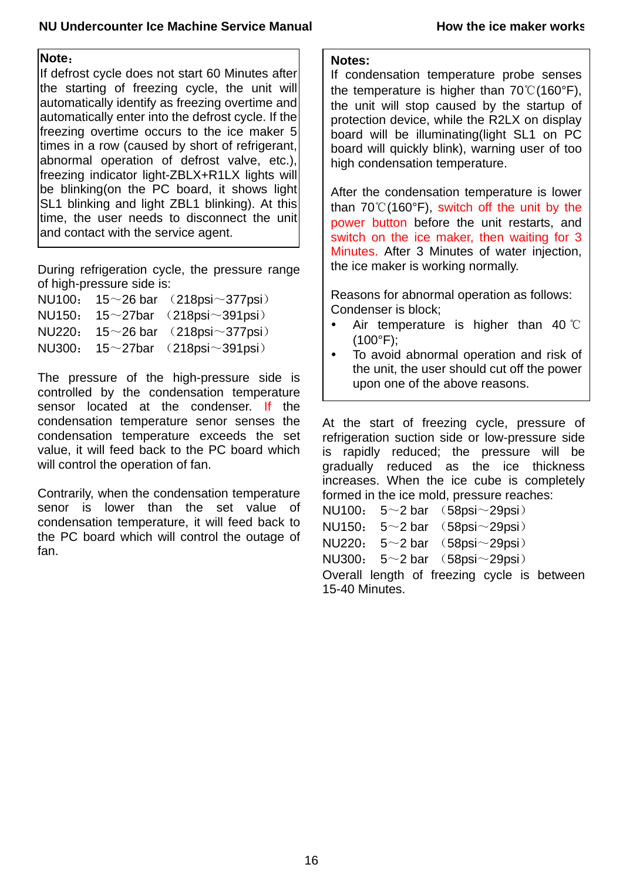**Note：**
If defrost cycle does not start 60 Minutes after the starting of freezing cycle, the unit will automatically identify as freezing overtime and automatically enter into the defrost cycle. If the freezing overtime occurs to the ice maker 5 times in a row (caused by short of refrigerant, abnormal operation of defrost valve, etc.), freezing indicator light-ZBLX+R1LX lights will be blinking(on the PC board, it shows light SL1 blinking and light ZBL1 blinking). At this time, the user needs to disconnect the unit and contact with the service agent.

During refrigeration cycle, the pressure range of high-pressure side is:
NU100： 15～26 bar （218psi～377psi）
NU150： 15～27bar （218psi～391psi）
NU220： 15～26 bar （218psi～377psi）
NU300： 15～27bar （218psi～391psi）

The pressure of the high-pressure side is controlled by the condensation temperature sensor located at the condenser. If the condensation temperature senor senses the condensation temperature exceeds the set value, it will feed back to the PC board which will control the operation of fan.

Contrarily, when the condensation temperature senor is lower than the set value of condensation temperature, it will feed back to the PC board which will control the outage of fan.

**Notes:**
If condensation temperature probe senses the temperature is higher than 70℃(160°F), the unit will stop caused by the startup of protection device, while the R2LX on display board will be illuminating(light SL1 on PC board will quickly blink), warning user of too high condensation temperature.

After the condensation temperature is lower than 70℃(160°F), switch off the unit by the power button before the unit restarts, and switch on the ice maker, then waiting for 3 Minutes. After 3 Minutes of water injection, the ice maker is working normally.

Reasons for abnormal operation as follows:
Condenser is block;

- Air temperature is higher than 40 ℃ (100°F);
- To avoid abnormal operation and risk of the unit, the user should cut off the power upon one of the above reasons.

At the start of freezing cycle, pressure of refrigeration suction side or low-pressure side is rapidly reduced; the pressure will be gradually reduced as the ice thickness increases. When the ice cube is completely formed in the ice mold, pressure reaches:
NU100： 5～2 bar （58psi～29psi）
NU150： 5～2 bar （58psi～29psi）
NU220： 5～2 bar （58psi～29psi）
NU300： 5～2 bar （58psi～29psi）
Overall length of freezing cycle is between 15-40 Minutes.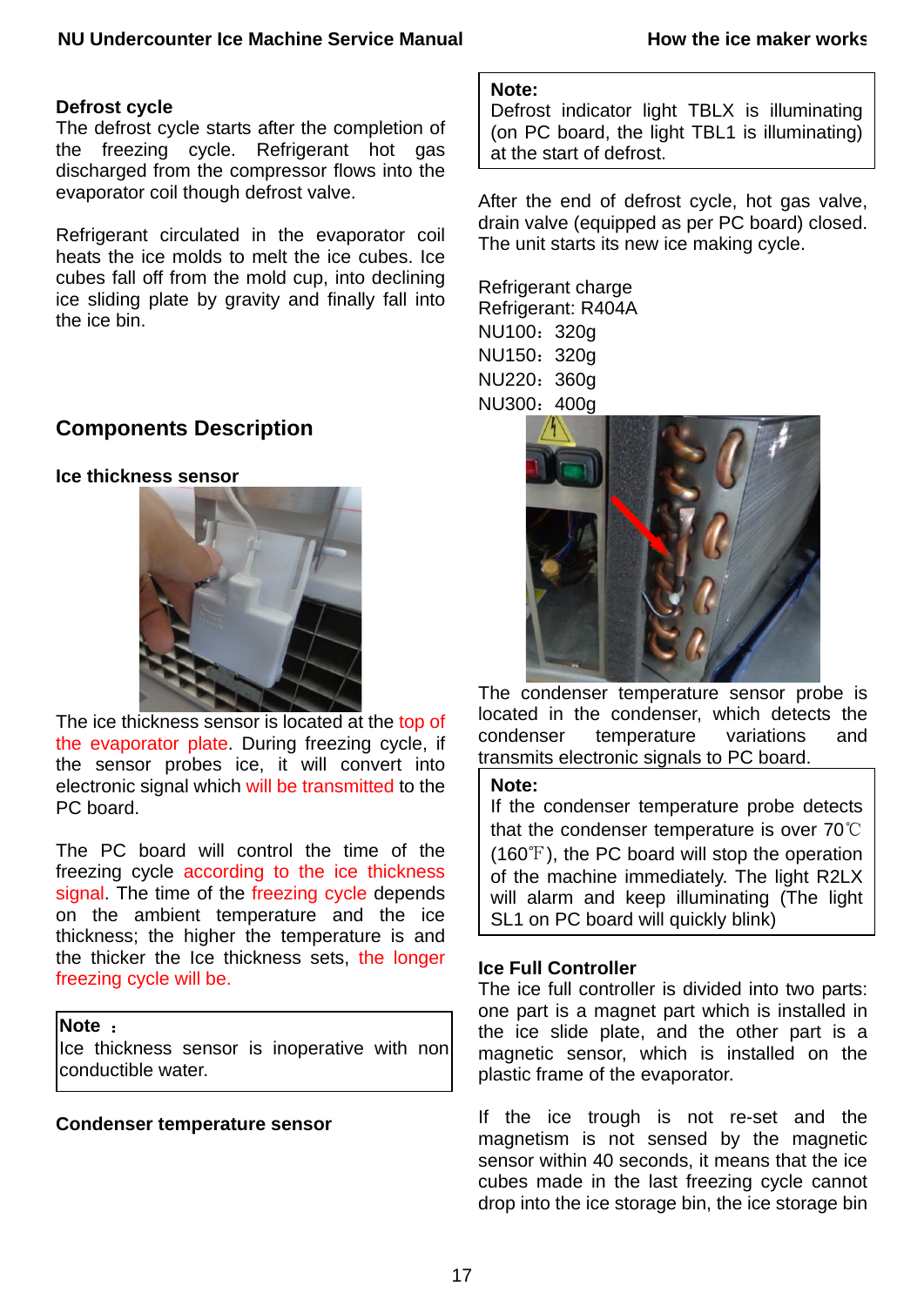### Defrost cycle

The defrost cycle starts after the completion of the freezing cycle. Refrigerant hot gas discharged from the compressor flows into the evaporator coil though defrost valve.

Refrigerant circulated in the evaporator coil heats the ice molds to melt the ice cubes. Ice cubes fall off from the mold cup, into declining ice sliding plate by gravity and finally fall into the ice bin.

> **Note:**
> Defrost indicator light TBLX is illuminating (on PC board, the light TBL1 is illuminating) at the start of defrost.

After the end of defrost cycle, hot gas valve, drain valve (equipped as per PC board) closed. The unit starts its new ice making cycle.

Refrigerant charge
Refrigerant: R404A
NU100：320g
NU150：320g
NU220：360g
NU300：400g

## Components Description

### Ice thickness sensor

The ice thickness sensor is located at the top of the evaporator plate. During freezing cycle, if the sensor probes ice, it will convert into electronic signal which will be transmitted to the PC board.

The PC board will control the time of the freezing cycle according to the ice thickness signal. The time of the freezing cycle depends on the ambient temperature and the ice thickness; the higher the temperature is and the thicker the Ice thickness sets, the longer freezing cycle will be.

> **Note：**
> Ice thickness sensor is inoperative with non conductible water.

### Condenser temperature sensor

The condenser temperature sensor probe is located in the condenser, which detects the condenser temperature variations and transmits electronic signals to PC board.

> **Note:**
> If the condenser temperature probe detects that the condenser temperature is over 70℃ (160℉), the PC board will stop the operation of the machine immediately. The light R2LX will alarm and keep illuminating (The light SL1 on PC board will quickly blink)

### Ice Full Controller

The ice full controller is divided into two parts: one part is a magnet part which is installed in the ice slide plate, and the other part is a magnetic sensor, which is installed on the plastic frame of the evaporator.

If the ice trough is not re-set and the magnetism is not sensed by the magnetic sensor within 40 seconds, it means that the ice cubes made in the last freezing cycle cannot drop into the ice storage bin, the ice storage bin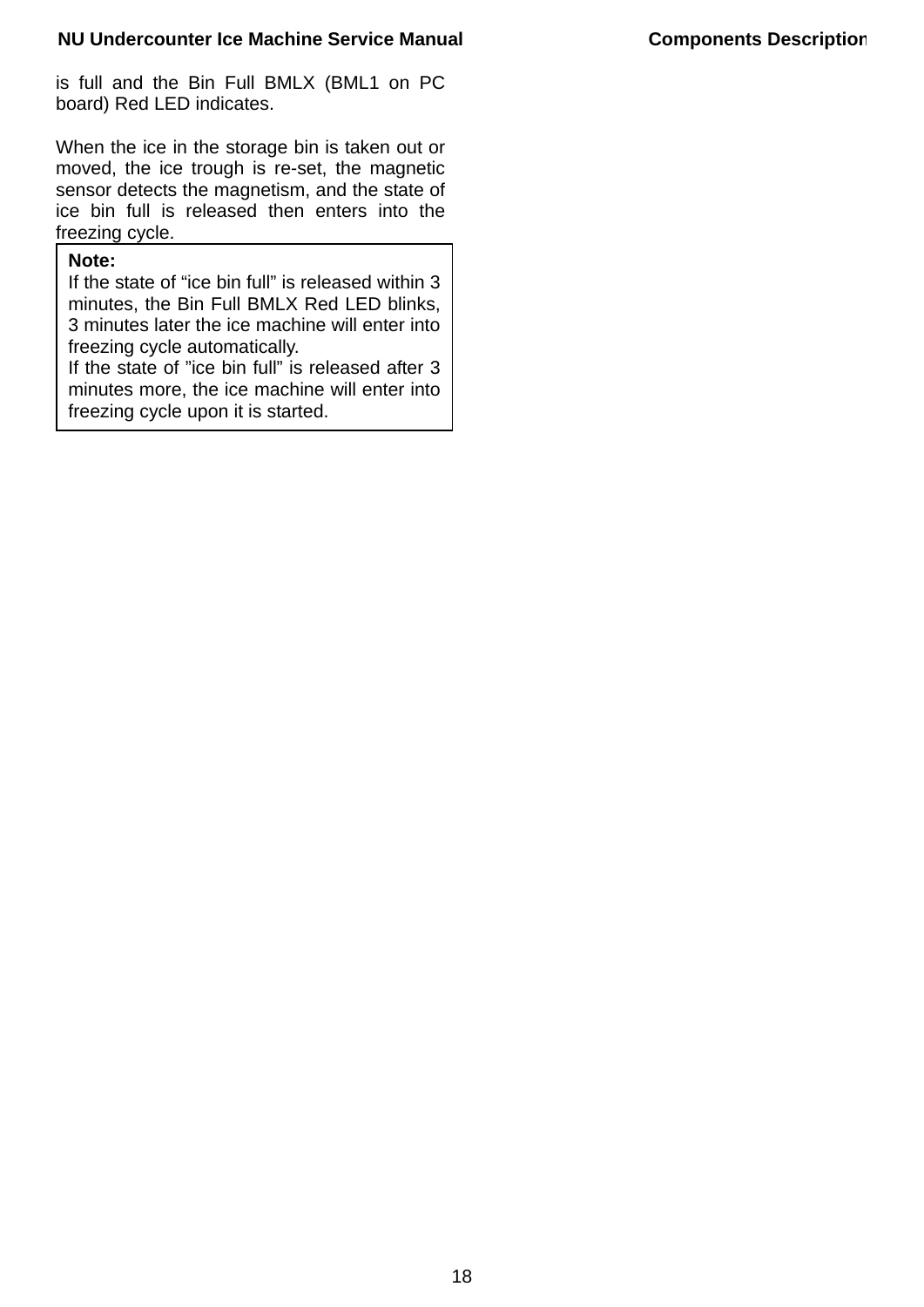is full and the Bin Full BMLX (BML1 on PC board) Red LED indicates.

When the ice in the storage bin is taken out or moved, the ice trough is re-set, the magnetic sensor detects the magnetism, and the state of ice bin full is released then enters into the freezing cycle.

> **Note:**
> If the state of “ice bin full” is released within 3 minutes, the Bin Full BMLX Red LED blinks, 3 minutes later the ice machine will enter into freezing cycle automatically.
> If the state of ”ice bin full” is released after 3 minutes more, the ice machine will enter into freezing cycle upon it is started.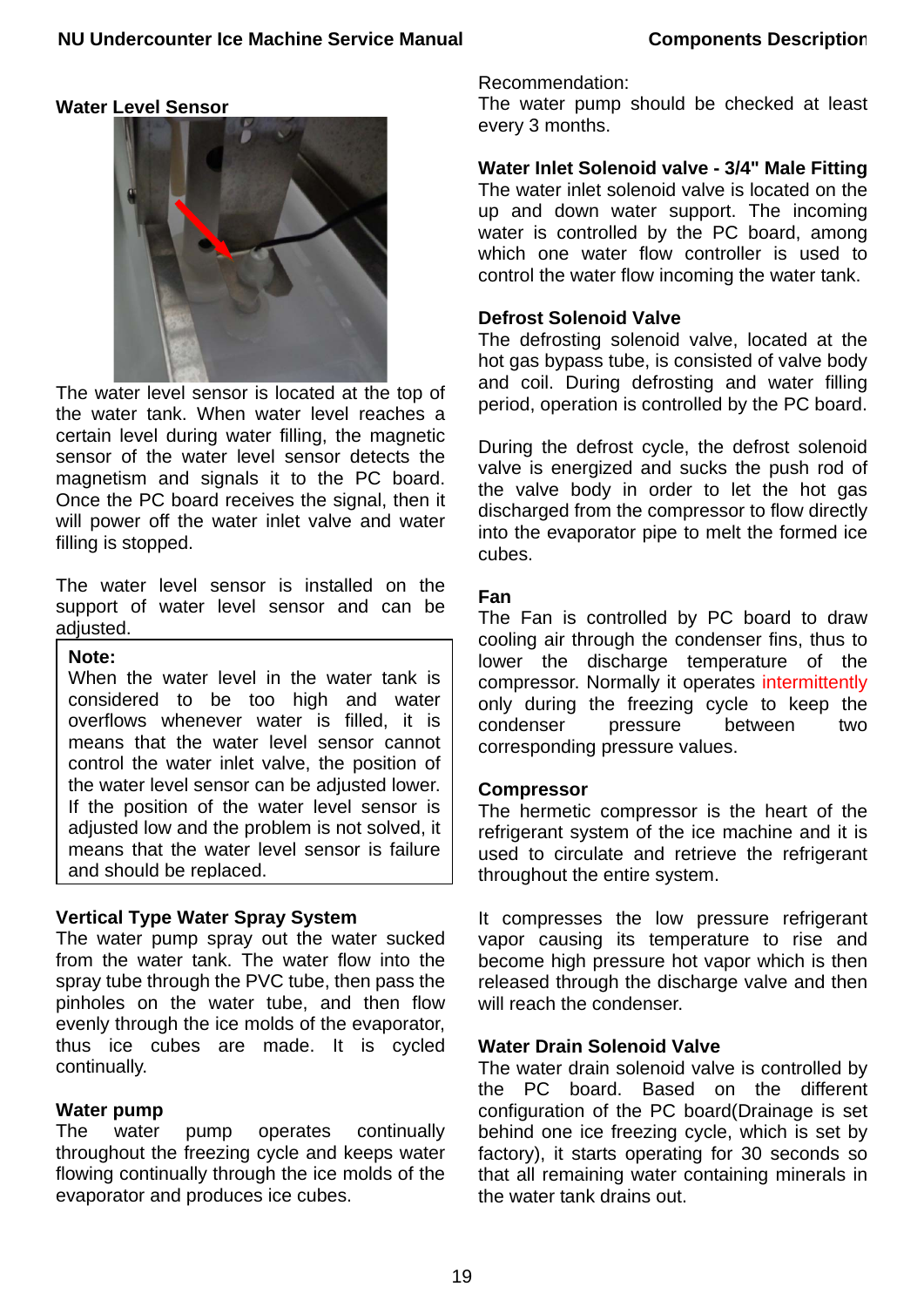## Water Level Sensor

The water level sensor is located at the top of the water tank. When water level reaches a certain level during water filling, the magnetic sensor of the water level sensor detects the magnetism and signals it to the PC board. Once the PC board receives the signal, then it will power off the water inlet valve and water filling is stopped.

The water level sensor is installed on the support of water level sensor and can be adjusted.

> **Note:**
> When the water level in the water tank is considered to be too high and water overflows whenever water is filled, it is means that the water level sensor cannot control the water inlet valve, the position of the water level sensor can be adjusted lower. If the position of the water level sensor is adjusted low and the problem is not solved, it means that the water level sensor is failure and should be replaced.

## Vertical Type Water Spray System

The water pump spray out the water sucked from the water tank. The water flow into the spray tube through the PVC tube, then pass the pinholes on the water tube, and then flow evenly through the ice molds of the evaporator, thus ice cubes are made. It is cycled continually.

## Water pump

The water pump operates continually throughout the freezing cycle and keeps water flowing continually through the ice molds of the evaporator and produces ice cubes.

Recommendation:
The water pump should be checked at least every 3 months.

## Water Inlet Solenoid valve - 3/4" Male Fitting

The water inlet solenoid valve is located on the up and down water support. The incoming water is controlled by the PC board, among which one water flow controller is used to control the water flow incoming the water tank.

## Defrost Solenoid Valve

The defrosting solenoid valve, located at the hot gas bypass tube, is consisted of valve body and coil. During defrosting and water filling period, operation is controlled by the PC board.

During the defrost cycle, the defrost solenoid valve is energized and sucks the push rod of the valve body in order to let the hot gas discharged from the compressor to flow directly into the evaporator pipe to melt the formed ice cubes.

## Fan

The Fan is controlled by PC board to draw cooling air through the condenser fins, thus to lower the discharge temperature of the compressor. Normally it operates intermittently only during the freezing cycle to keep the condenser pressure between two corresponding pressure values.

## Compressor

The hermetic compressor is the heart of the refrigerant system of the ice machine and it is used to circulate and retrieve the refrigerant throughout the entire system.

It compresses the low pressure refrigerant vapor causing its temperature to rise and become high pressure hot vapor which is then released through the discharge valve and then will reach the condenser.

## Water Drain Solenoid Valve

The water drain solenoid valve is controlled by the PC board. Based on the different configuration of the PC board(Drainage is set behind one ice freezing cycle, which is set by factory), it starts operating for 30 seconds so that all remaining water containing minerals in the water tank drains out.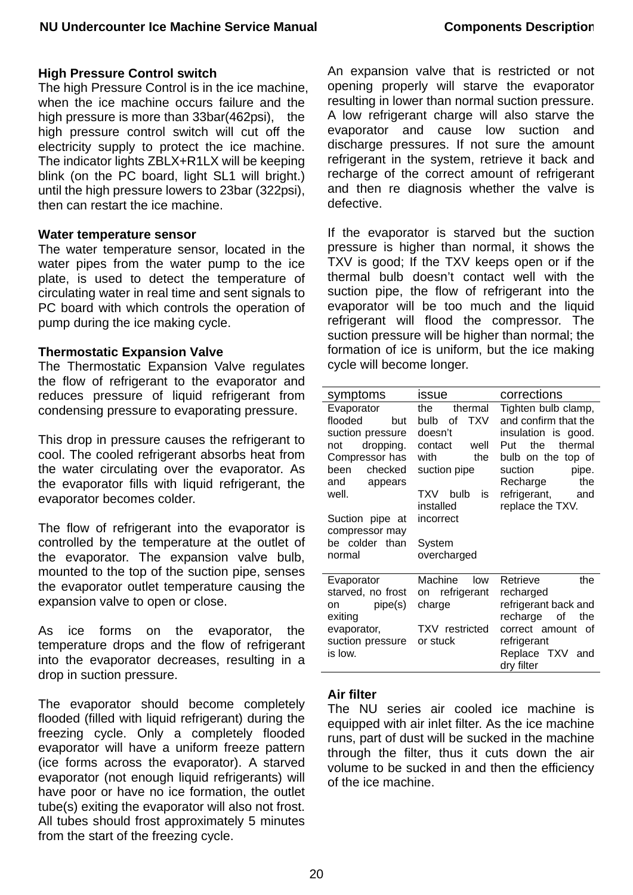### High Pressure Control switch

The high Pressure Control is in the ice machine, when the ice machine occurs failure and the high pressure is more than 33bar(462psi), the high pressure control switch will cut off the electricity supply to protect the ice machine. The indicator lights ZBLX+R1LX will be keeping blink (on the PC board, light SL1 will bright.) until the high pressure lowers to 23bar (322psi), then can restart the ice machine.

### Water temperature sensor

The water temperature sensor, located in the water pipes from the water pump to the ice plate, is used to detect the temperature of circulating water in real time and sent signals to PC board with which controls the operation of pump during the ice making cycle.

### Thermostatic Expansion Valve

The Thermostatic Expansion Valve regulates the flow of refrigerant to the evaporator and reduces pressure of liquid refrigerant from condensing pressure to evaporating pressure.

This drop in pressure causes the refrigerant to cool. The cooled refrigerant absorbs heat from the water circulating over the evaporator. As the evaporator fills with liquid refrigerant, the evaporator becomes colder.

The flow of refrigerant into the evaporator is controlled by the temperature at the outlet of the evaporator. The expansion valve bulb, mounted to the top of the suction pipe, senses the evaporator outlet temperature causing the expansion valve to open or close.

As ice forms on the evaporator, the temperature drops and the flow of refrigerant into the evaporator decreases, resulting in a drop in suction pressure.

The evaporator should become completely flooded (filled with liquid refrigerant) during the freezing cycle. Only a completely flooded evaporator will have a uniform freeze pattern (ice forms across the evaporator). A starved evaporator (not enough liquid refrigerants) will have poor or have no ice formation, the outlet tube(s) exiting the evaporator will also not frost. All tubes should frost approximately 5 minutes from the start of the freezing cycle.

An expansion valve that is restricted or not opening properly will starve the evaporator resulting in lower than normal suction pressure. A low refrigerant charge will also starve the evaporator and cause low suction and discharge pressures. If not sure the amount refrigerant in the system, retrieve it back and recharge of the correct amount of refrigerant and then re diagnosis whether the valve is defective.

If the evaporator is starved but the suction pressure is higher than normal, it shows the TXV is good; If the TXV keeps open or if the thermal bulb doesn't contact well with the suction pipe, the flow of refrigerant into the evaporator will be too much and the liquid refrigerant will flood the compressor. The suction pressure will be higher than normal; the formation of ice is uniform, but the ice making cycle will become longer.

| symptoms | issue | corrections |
|---|---|---|
| Evaporator flooded but suction pressure not dropping. Compressor has been checked and appears well.<br><br>Suction pipe at compressor may be colder than normal | the thermal bulb of TXV doesn't contact well with the suction pipe<br><br>TXV bulb is installed incorrect<br><br>System overcharged | Tighten bulb clamp, and confirm that the insulation is good. Put the thermal bulb on the top of suction pipe. Recharge the refrigerant, and replace the TXV. |
| Evaporator starved, no frost on pipe(s) exiting evaporator, suction pressure is low. | Machine low on refrigerant charge<br><br>TXV restricted or stuck | Retrieve the recharged refrigerant back and recharge of the correct amount of refrigerant<br>Replace TXV and dry filter |

### Air filter

The NU series air cooled ice machine is equipped with air inlet filter. As the ice machine runs, part of dust will be sucked in the machine through the filter, thus it cuts down the air volume to be sucked in and then the efficiency of the ice machine.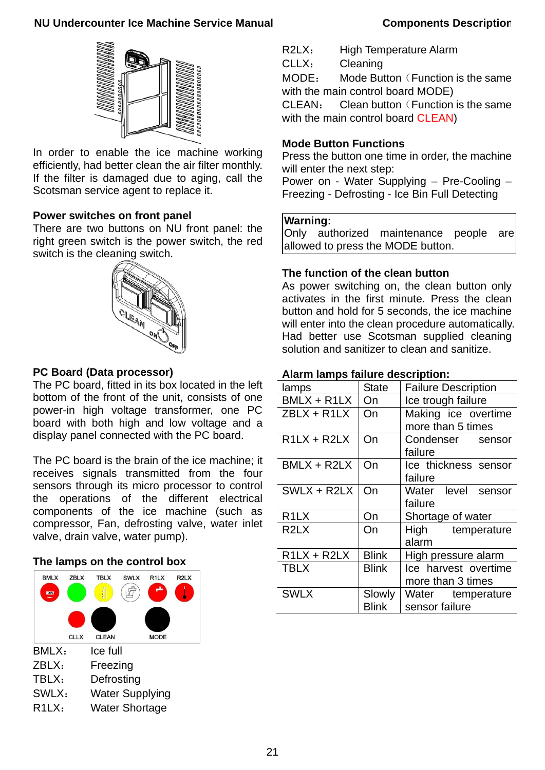In order to enable the ice machine working efficiently, had better clean the air filter monthly. If the filter is damaged due to aging, call the Scotsman service agent to replace it.

**Power switches on front panel**

There are two buttons on NU front panel: the right green switch is the power switch, the red switch is the cleaning switch.

**PC Board (Data processor)**

The PC board, fitted in its box located in the left bottom of the front of the unit, consists of one power-in high voltage transformer, one PC board with both high and low voltage and a display panel connected with the PC board.

The PC board is the brain of the ice machine; it receives signals transmitted from the four sensors through its micro processor to control the operations of the different electrical components of the ice machine (such as compressor, Fan, defrosting valve, water inlet valve, drain valve, water pump).

**The lamps on the control box**

BMLX： Ice full
ZBLX： Freezing
TBLX： Defrosting
SWLX： Water Supplying
R1LX： Water Shortage
R2LX： High Temperature Alarm
CLLX： Cleaning
MODE： Mode Button（Function is the same with the main control board MODE)
CLEAN： Clean button（Function is the same with the main control board CLEAN)

**Mode Button Functions**

Press the button one time in order, the machine will enter the next step:
Power on - Water Supplying – Pre-Cooling – Freezing - Defrosting - Ice Bin Full Detecting

> **Warning:**
> Only authorized maintenance people are allowed to press the MODE button.

**The function of the clean button**

As power switching on, the clean button only activates in the first minute. Press the clean button and hold for 5 seconds, the ice machine will enter into the clean procedure automatically. Had better use Scotsman supplied cleaning solution and sanitizer to clean and sanitize.

**Alarm lamps failure description:**

| lamps | State | Failure Description |
|---|---|---|
| BMLX + R1LX | On | Ice trough failure |
| ZBLX + R1LX | On | Making ice overtime more than 5 times |
| R1LX + R2LX | On | Condenser sensor failure |
| BMLX + R2LX | On | Ice thickness sensor failure |
| SWLX + R2LX | On | Water level sensor failure |
| R1LX | On | Shortage of water |
| R2LX | On | High temperature alarm |
| R1LX + R2LX | Blink | High pressure alarm |
| TBLX | Blink | Ice harvest overtime more than 3 times |
| SWLX | Slowly Blink | Water temperature sensor failure |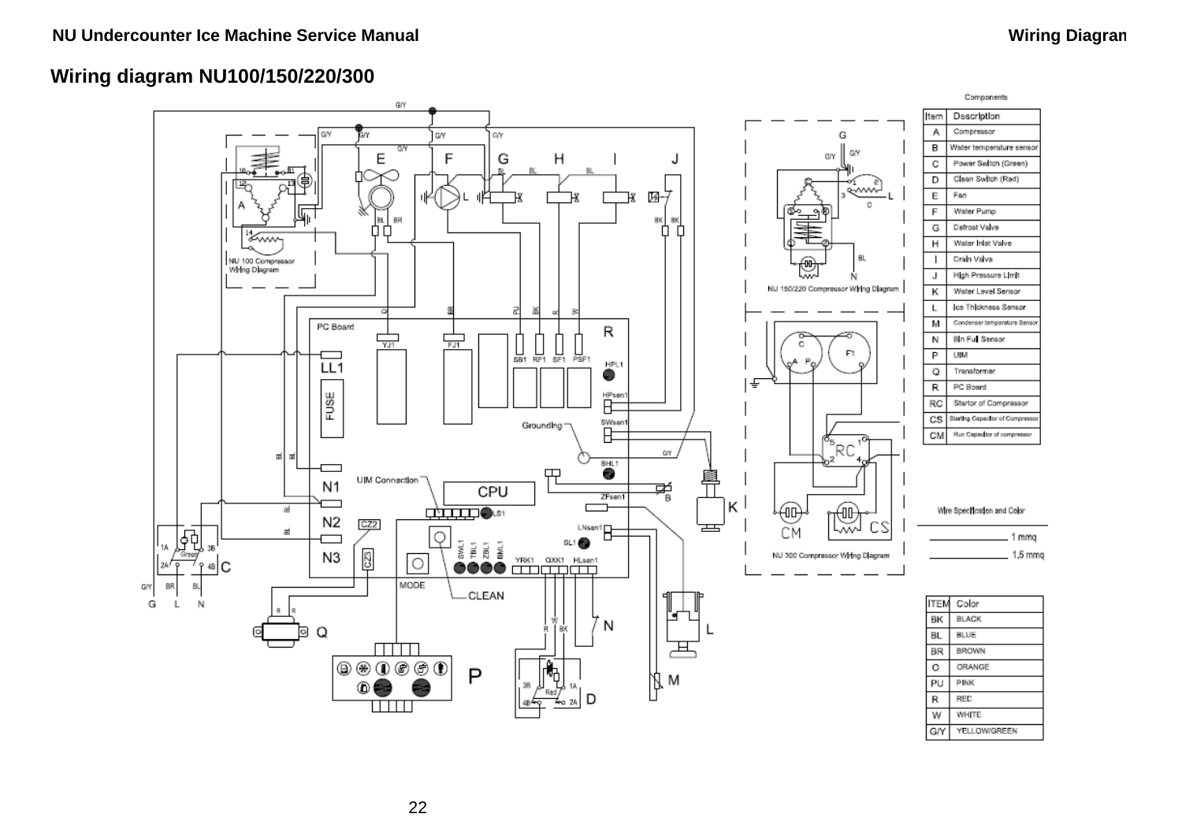## Wiring diagram NU100/150/220/300

Components

| Item | Description |
|---|---|
| A | Compressor |
| B | Water temperature sensor |
| C | Power Switch (Green) |
| D | Clean Switch (Red) |
| E | Fan |
| F | Water Pump |
| G | Defrost Valve |
| H | Water Inlet Valve |
| I | Drain Valve |
| J | High Pressure Limit |
| K | Water Level Sensor |
| L | Ice Thickness Sensor |
| M | Condenser temperature Sensor |
| N | Bin Full Sensor |
| P | UIM |
| Q | Transformer |
| R | PC Board |
| RC | Startor of Compressor |
| CS | Starting Capacitor of Compressor |
| CM | Run Capacitor of compressor |

Wire Specification and Color

- 1 mmq
- 1,5 mmq

| ITEM | Color |
|---|---|
| BK | BLACK |
| BL | BLUE |
| BR | BROWN |
| O | ORANGE |
| PU | PINK |
| R | RED |
| W | WHITE |
| G/Y | YELLOW/GREEN |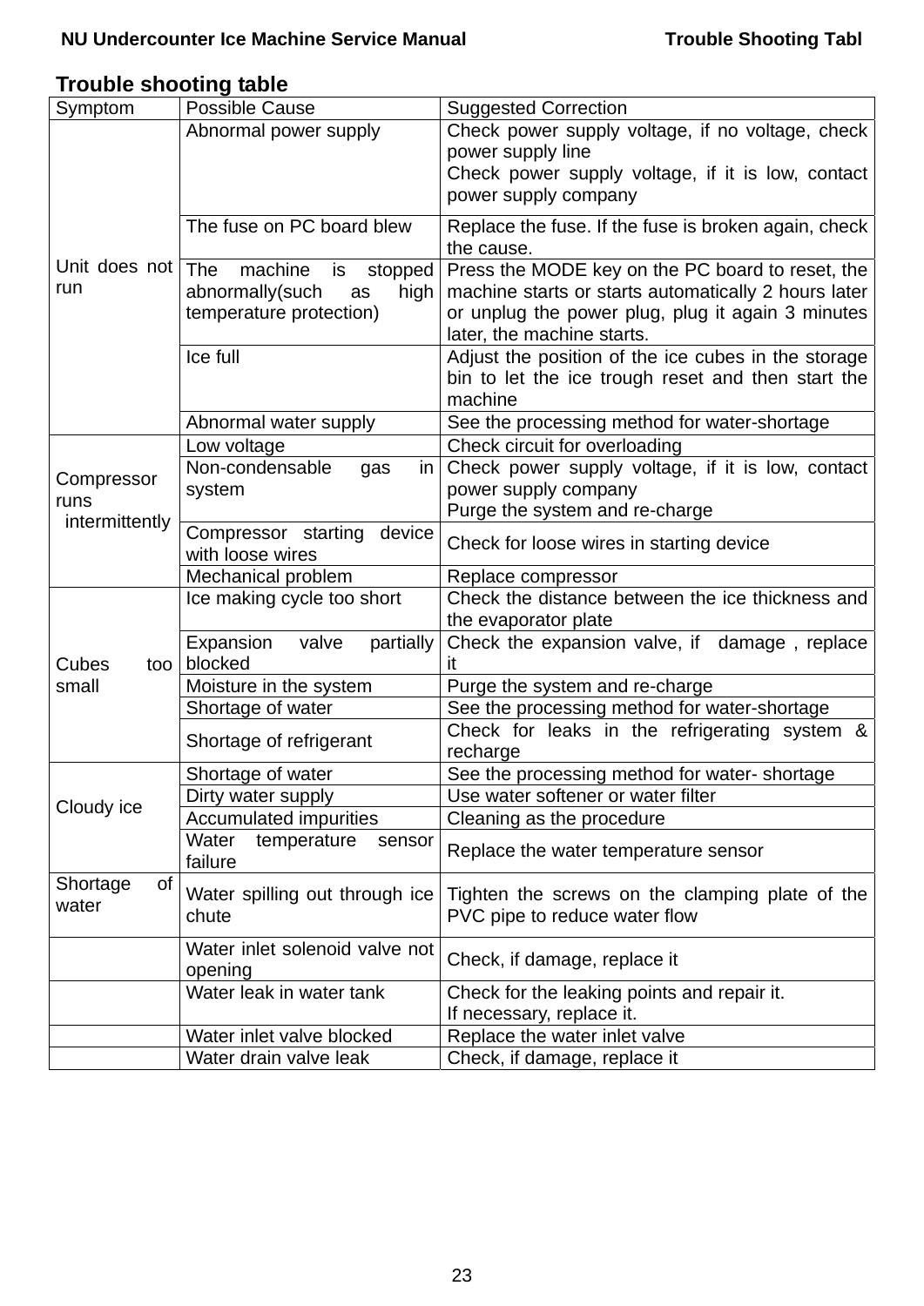## Trouble shooting table

| Symptom | Possible Cause | Suggested Correction |
|---|---|---|
| Unit does not run | Abnormal power supply | Check power supply voltage, if no voltage, check power supply line<br>Check power supply voltage, if it is low, contact power supply company |
| | The fuse on PC board blew | Replace the fuse. If the fuse is broken again, check the cause. |
| | The machine is stopped abnormally(such as high temperature protection) | Press the MODE key on the PC board to reset, the machine starts or starts automatically 2 hours later or unplug the power plug, plug it again 3 minutes later, the machine starts. |
| | Ice full | Adjust the position of the ice cubes in the storage bin to let the ice trough reset and then start the machine |
| | Abnormal water supply | See the processing method for water-shortage |
| Compressor runs intermittently | Low voltage | Check circuit for overloading |
| | Non-condensable gas in system | Check power supply voltage, if it is low, contact power supply company<br>Purge the system and re-charge |
| | Compressor starting device with loose wires | Check for loose wires in starting device |
| | Mechanical problem | Replace compressor |
| Cubes too small | Ice making cycle too short | Check the distance between the ice thickness and the evaporator plate |
| | Expansion valve partially blocked | Check the expansion valve, if damage , replace it |
| | Moisture in the system | Purge the system and re-charge |
| | Shortage of water | See the processing method for water-shortage |
| | Shortage of refrigerant | Check for leaks in the refrigerating system & recharge |
| Cloudy ice | Shortage of water | See the processing method for water- shortage |
| | Dirty water supply | Use water softener or water filter |
| | Accumulated impurities | Cleaning as the procedure |
| | Water temperature sensor failure | Replace the water temperature sensor |
| Shortage of water | Water spilling out through ice chute | Tighten the screws on the clamping plate of the PVC pipe to reduce water flow |
| | Water inlet solenoid valve not opening | Check, if damage, replace it |
| | Water leak in water tank | Check for the leaking points and repair it.<br>If necessary, replace it. |
| | Water inlet valve blocked | Replace the water inlet valve |
| | Water drain valve leak | Check, if damage, replace it |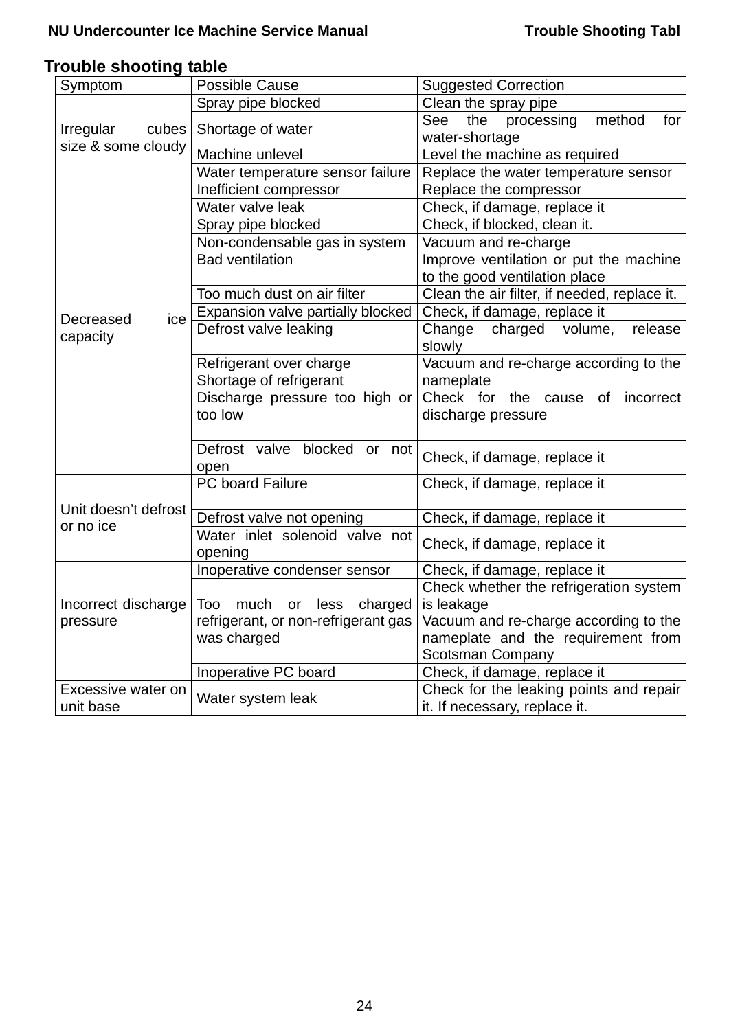## Trouble shooting table

| Symptom | Possible Cause | Suggested Correction |
|---|---|---|
| Irregular cubes size & some cloudy | Spray pipe blocked | Clean the spray pipe |
| | Shortage of water | See the processing method for water-shortage |
| | Machine unlevel | Level the machine as required |
| | Water temperature sensor failure | Replace the water temperature sensor |
| Decreased ice capacity | Inefficient compressor | Replace the compressor |
| | Water valve leak | Check, if damage, replace it |
| | Spray pipe blocked | Check, if blocked, clean it. |
| | Non-condensable gas in system | Vacuum and re-charge |
| | Bad ventilation | Improve ventilation or put the machine to the good ventilation place |
| | Too much dust on air filter | Clean the air filter, if needed, replace it. |
| | Expansion valve partially blocked | Check, if damage, replace it |
| | Defrost valve leaking | Change charged volume, release slowly |
| | Refrigerant over charge<br>Shortage of refrigerant | Vacuum and re-charge according to the nameplate |
| | Discharge pressure too high or too low | Check for the cause of incorrect discharge pressure |
| | Defrost valve blocked or not open | Check, if damage, replace it |
| Unit doesn't defrost or no ice | PC board Failure | Check, if damage, replace it |
| | Defrost valve not opening | Check, if damage, replace it |
| | Water inlet solenoid valve not opening | Check, if damage, replace it |
| Incorrect discharge pressure | Inoperative condenser sensor | Check, if damage, replace it |
| | Too much or less charged refrigerant, or non-refrigerant gas was charged | Check whether the refrigeration system is leakage<br>Vacuum and re-charge according to the nameplate and the requirement from Scotsman Company |
| | Inoperative PC board | Check, if damage, replace it |
| Excessive water on unit base | Water system leak | Check for the leaking points and repair it. If necessary, replace it. |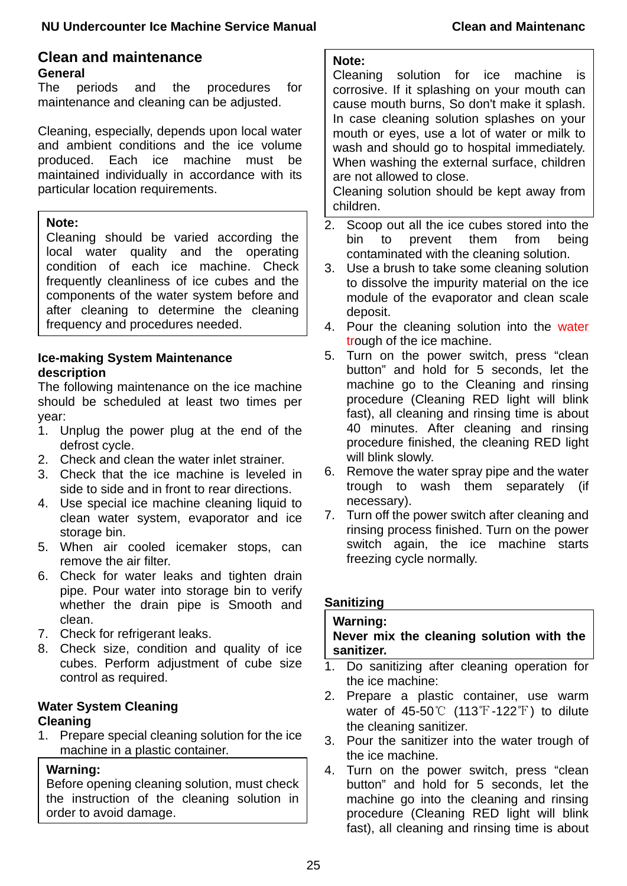## Clean and maintenance

### General

The periods and the procedures for maintenance and cleaning can be adjusted.

Cleaning, especially, depends upon local water and ambient conditions and the ice volume produced. Each ice machine must be maintained individually in accordance with its particular location requirements.

> **Note:**
> Cleaning should be varied according the local water quality and the operating condition of each ice machine. Check frequently cleanliness of ice cubes and the components of the water system before and after cleaning to determine the cleaning frequency and procedures needed.

### Ice-making System Maintenance description

The following maintenance on the ice machine should be scheduled at least two times per year:

1. Unplug the power plug at the end of the defrost cycle.
2. Check and clean the water inlet strainer.
3. Check that the ice machine is leveled in side to side and in front to rear directions.
4. Use special ice machine cleaning liquid to clean water system, evaporator and ice storage bin.
5. When air cooled icemaker stops, can remove the air filter.
6. Check for water leaks and tighten drain pipe. Pour water into storage bin to verify whether the drain pipe is Smooth and clean.
7. Check for refrigerant leaks.
8. Check size, condition and quality of ice cubes. Perform adjustment of cube size control as required.

### Water System Cleaning

**Cleaning**

1. Prepare special cleaning solution for the ice machine in a plastic container.

> **Warning:**
> Before opening cleaning solution, must check the instruction of the cleaning solution in order to avoid damage.

> **Note:**
> Cleaning solution for ice machine is corrosive. If it splashing on your mouth can cause mouth burns, So don't make it splash. In case cleaning solution splashes on your mouth or eyes, use a lot of water or milk to wash and should go to hospital immediately. When washing the external surface, children are not allowed to close.
> Cleaning solution should be kept away from children.

2. Scoop out all the ice cubes stored into the bin to prevent them from being contaminated with the cleaning solution.
3. Use a brush to take some cleaning solution to dissolve the impurity material on the ice module of the evaporator and clean scale deposit.
4. Pour the cleaning solution into the water trough of the ice machine.
5. Turn on the power switch, press "clean button" and hold for 5 seconds, let the machine go to the Cleaning and rinsing procedure (Cleaning RED light will blink fast), all cleaning and rinsing time is about 40 minutes. After cleaning and rinsing procedure finished, the cleaning RED light will blink slowly.
6. Remove the water spray pipe and the water trough to wash them separately (if necessary).
7. Turn off the power switch after cleaning and rinsing process finished. Turn on the power switch again, the ice machine starts freezing cycle normally.

### Sanitizing

> **Warning:**
> **Never mix the cleaning solution with the sanitizer.**

1. Do sanitizing after cleaning operation for the ice machine:
2. Prepare a plastic container, use warm water of 45-50℃ (113℉-122℉) to dilute the cleaning sanitizer.
3. Pour the sanitizer into the water trough of the ice machine.
4. Turn on the power switch, press "clean button" and hold for 5 seconds, let the machine go into the cleaning and rinsing procedure (Cleaning RED light will blink fast), all cleaning and rinsing time is about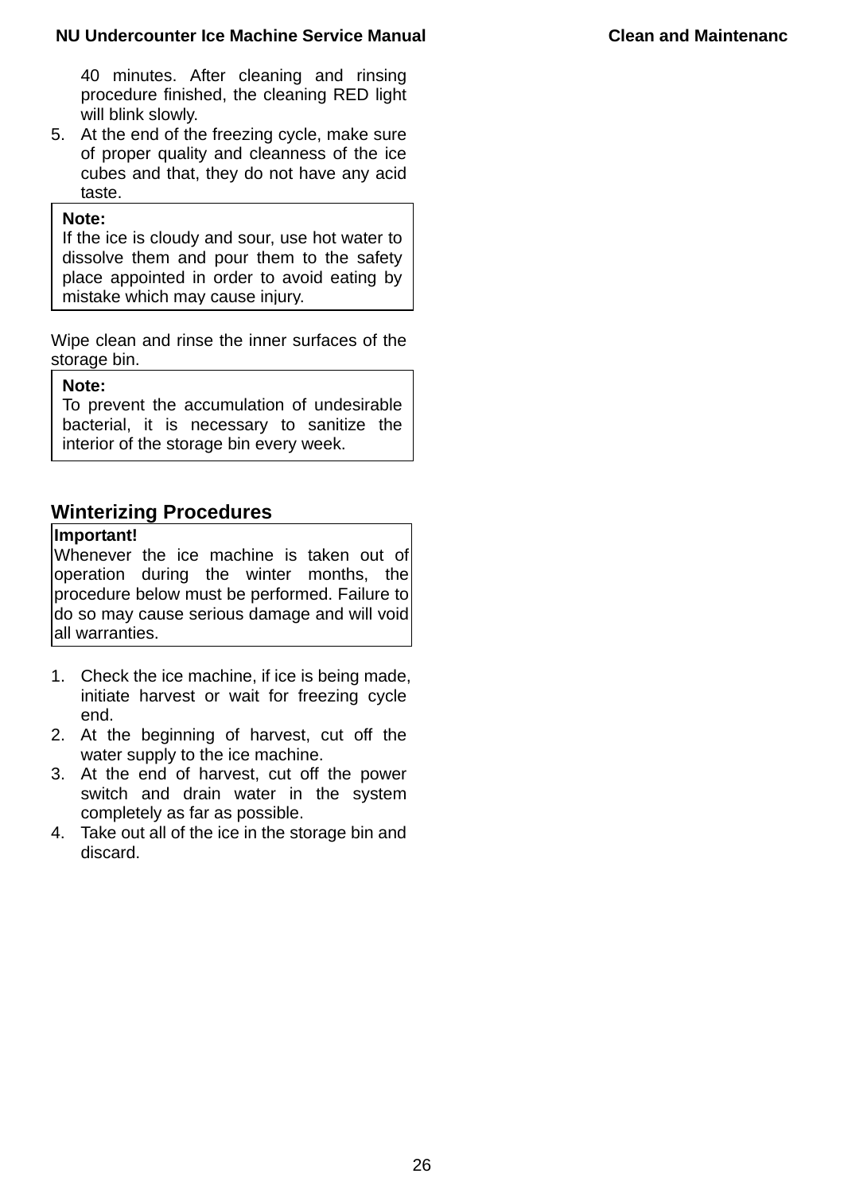40 minutes. After cleaning and rinsing procedure finished, the cleaning RED light will blink slowly.

5. At the end of the freezing cycle, make sure of proper quality and cleanness of the ice cubes and that, they do not have any acid taste.

> **Note:**
> If the ice is cloudy and sour, use hot water to dissolve them and pour them to the safety place appointed in order to avoid eating by mistake which may cause injury.

Wipe clean and rinse the inner surfaces of the storage bin.

> **Note:**
> To prevent the accumulation of undesirable bacterial, it is necessary to sanitize the interior of the storage bin every week.

## Winterizing Procedures

> **Important!**
> Whenever the ice machine is taken out of operation during the winter months, the procedure below must be performed. Failure to do so may cause serious damage and will void all warranties.

1. Check the ice machine, if ice is being made, initiate harvest or wait for freezing cycle end.
2. At the beginning of harvest, cut off the water supply to the ice machine.
3. At the end of harvest, cut off the power switch and drain water in the system completely as far as possible.
4. Take out all of the ice in the storage bin and discard.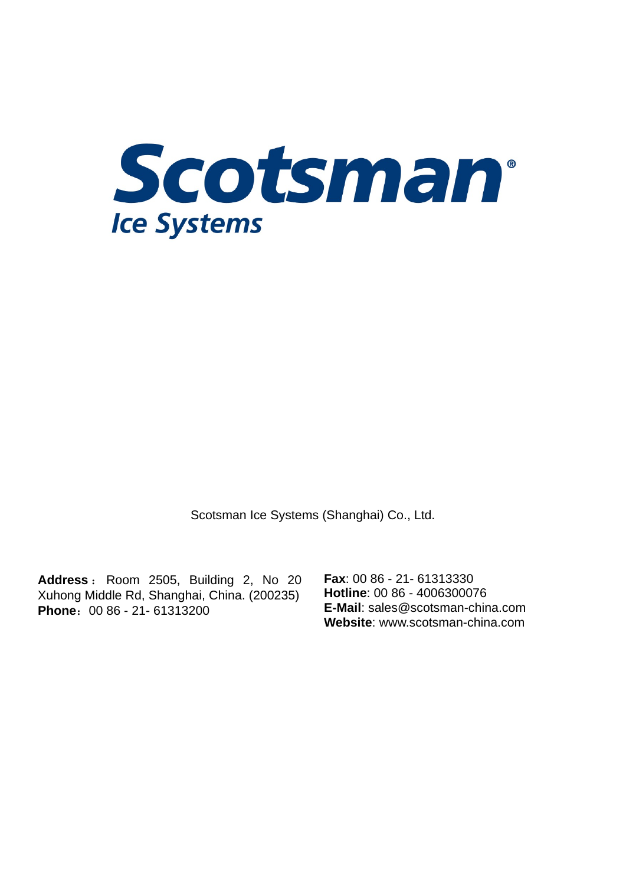# Scotsman®

## Ice Systems

Scotsman Ice Systems (Shanghai) Co., Ltd.

**Address**： Room 2505, Building 2, No 20 Xuhong Middle Rd, Shanghai, China. (200235)
**Phone**：00 86 - 21- 61313200

**Fax**: 00 86 - 21- 61313330
**Hotline**: 00 86 - 4006300076
**E-Mail**: sales@scotsman-china.com
**Website**: www.scotsman-china.com